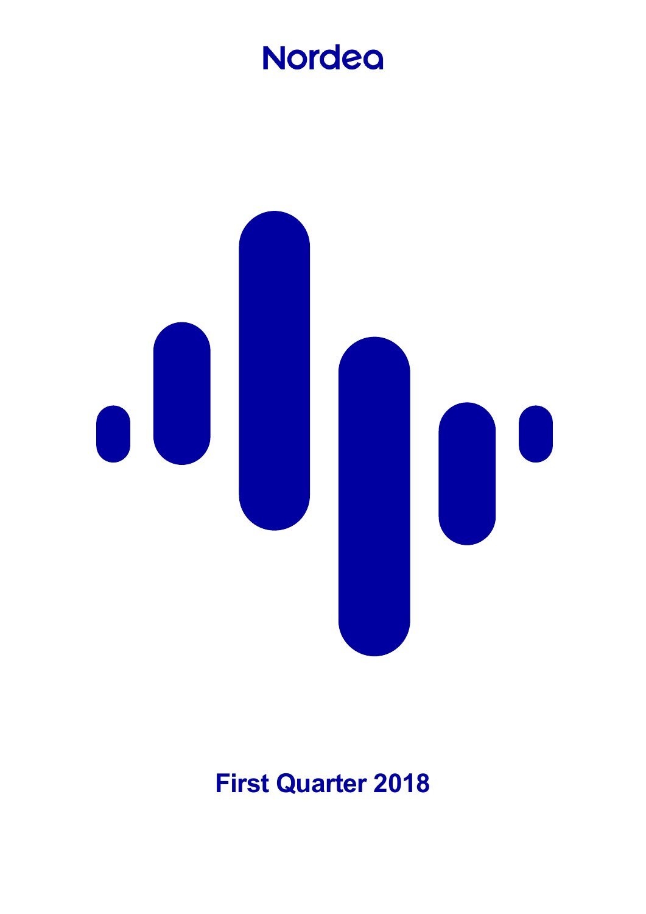Nordea

# First Quarter 2018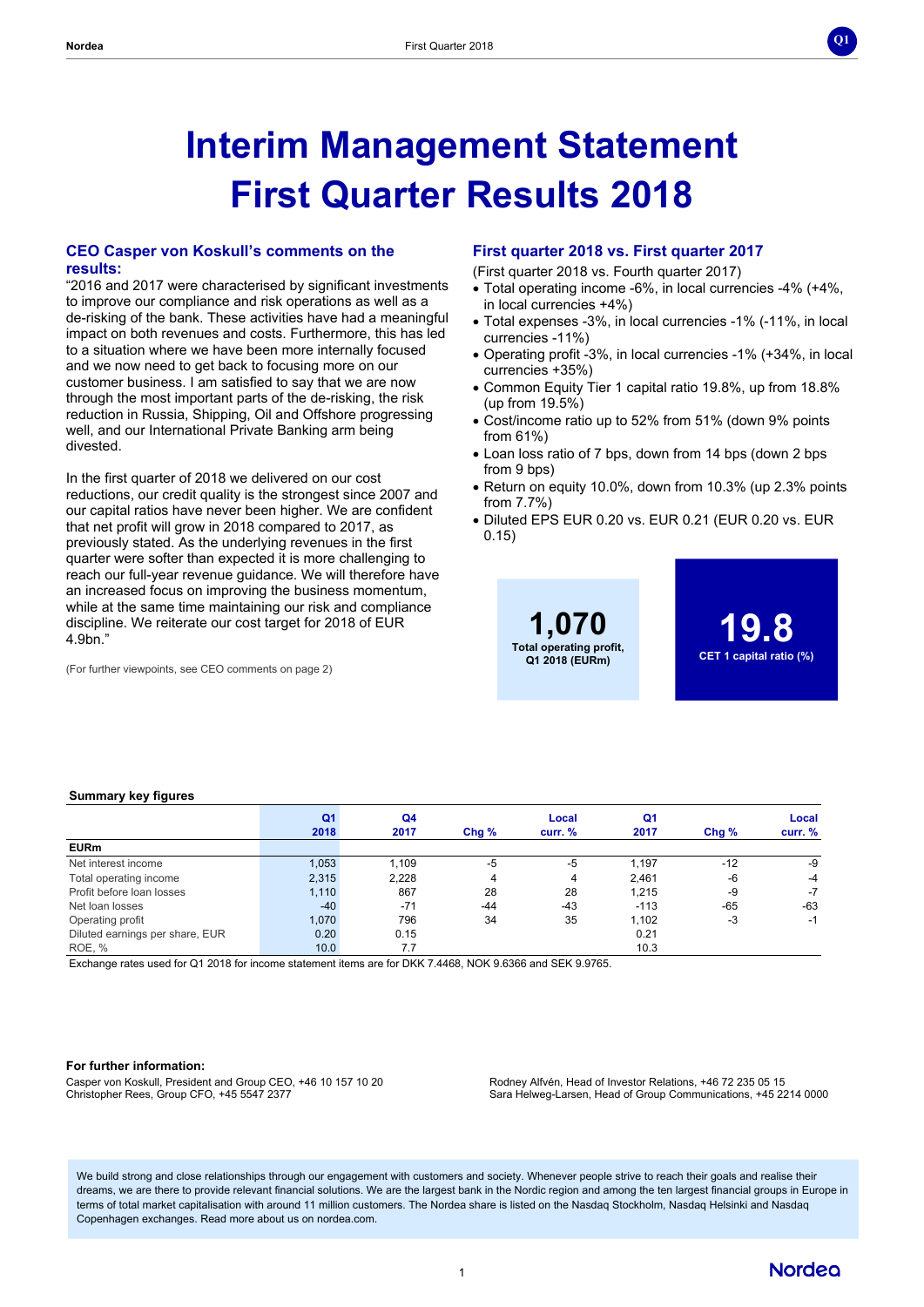# Interim Management Statement
# First Quarter Results 2018

### CEO Casper von Koskull's comments on the results:

"2016 and 2017 were characterised by significant investments to improve our compliance and risk operations as well as a de-risking of the bank. These activities have had a meaningful impact on both revenues and costs. Furthermore, this has led to a situation where we have been more internally focused and we now need to get back to focusing more on our customer business. I am satisfied to say that we are now through the most important parts of the de-risking, the risk reduction in Russia, Shipping, Oil and Offshore progressing well, and our International Private Banking arm being divested.

In the first quarter of 2018 we delivered on our cost reductions, our credit quality is the strongest since 2007 and our capital ratios have never been higher. We are confident that net profit will grow in 2018 compared to 2017, as previously stated. As the underlying revenues in the first quarter were softer than expected it is more challenging to reach our full-year revenue guidance. We will therefore have an increased focus on improving the business momentum, while at the same time maintaining our risk and compliance discipline. We reiterate our cost target for 2018 of EUR 4.9bn."

(For further viewpoints, see CEO comments on page 2)

### First quarter 2018 vs. First quarter 2017

(First quarter 2018 vs. Fourth quarter 2017)

- Total operating income -6%, in local currencies -4% (+4%, in local currencies +4%)
- Total expenses -3%, in local currencies -1% (-11%, in local currencies -11%)
- Operating profit -3%, in local currencies -1% (+34%, in local currencies +35%)
- Common Equity Tier 1 capital ratio 19.8%, up from 18.8% (up from 19.5%)
- Cost/income ratio up to 52% from 51% (down 9% points from 61%)
- Loan loss ratio of 7 bps, down from 14 bps (down 2 bps from 9 bps)
- Return on equity 10.0%, down from 10.3% (up 2.3% points from 7.7%)
- Diluted EPS EUR 0.20 vs. EUR 0.21 (EUR 0.20 vs. EUR 0.15)

**1,070**
**Total operating profit, Q1 2018 (EURm)**

**19.8**
**CET 1 capital ratio (%)**

**Summary key figures**

| EURm | Q1 2018 | Q4 2017 | Chg % | Local curr. % | Q1 2017 | Chg % | Local curr. % |
|---|---|---|---|---|---|---|---|
| Net interest income | 1,053 | 1,109 | -5 | -5 | 1,197 | -12 | -9 |
| Total operating income | 2,315 | 2,228 | 4 | 4 | 2,461 | -6 | -4 |
| Profit before loan losses | 1,110 | 867 | 28 | 28 | 1,215 | -9 | -7 |
| Net loan losses | -40 | -71 | -44 | -43 | -113 | -65 | -63 |
| Operating profit | 1,070 | 796 | 34 | 35 | 1,102 | -3 | -1 |
| Diluted earnings per share, EUR | 0.20 | 0.15 | | | 0.21 | | |
| ROE, % | 10.0 | 7.7 | | | 10.3 | | |

Exchange rates used for Q1 2018 for income statement items are for DKK 7.4468, NOK 9.6366 and SEK 9.9765.

**For further information:**

Casper von Koskull, President and Group CEO, +46 10 157 10 20
Christopher Rees, Group CFO, +45 5547 2377

Rodney Alfvén, Head of Investor Relations, +46 72 235 05 15
Sara Helweg-Larsen, Head of Group Communications, +45 2214 0000

We build strong and close relationships through our engagement with customers and society. Whenever people strive to reach their goals and realise their dreams, we are there to provide relevant financial solutions. We are the largest bank in the Nordic region and among the ten largest financial groups in Europe in terms of total market capitalisation with around 11 million customers. The Nordea share is listed on the Nasdaq Stockholm, Nasdaq Helsinki and Nasdaq Copenhagen exchanges. Read more about us on nordea.com.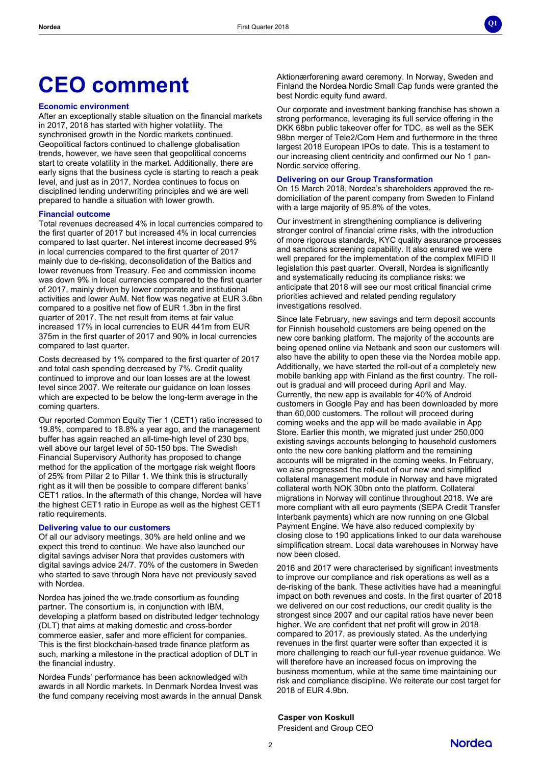# CEO comment

### Economic environment

After an exceptionally stable situation on the financial markets in 2017, 2018 has started with higher volatility. The synchronised growth in the Nordic markets continued. Geopolitical factors continued to challenge globalisation trends, however, we have seen that geopolitical concerns start to create volatility in the market. Additionally, there are early signs that the business cycle is starting to reach a peak level, and just as in 2017, Nordea continues to focus on disciplined lending underwriting principles and we are well prepared to handle a situation with lower growth.

### Financial outcome

Total revenues decreased 4% in local currencies compared to the first quarter of 2017 but increased 4% in local currencies compared to last quarter. Net interest income decreased 9% in local currencies compared to the first quarter of 2017 mainly due to de-risking, deconsolidation of the Baltics and lower revenues from Treasury. Fee and commission income was down 9% in local currencies compared to the first quarter of 2017, mainly driven by lower corporate and institutional activities and lower AuM. Net flow was negative at EUR 3.6bn compared to a positive net flow of EUR 1.3bn in the first quarter of 2017. The net result from items at fair value increased 17% in local currencies to EUR 441m from EUR 375m in the first quarter of 2017 and 90% in local currencies compared to last quarter.

Costs decreased by 1% compared to the first quarter of 2017 and total cash spending decreased by 7%. Credit quality continued to improve and our loan losses are at the lowest level since 2007. We reiterate our guidance on loan losses which are expected to be below the long-term average in the coming quarters.

Our reported Common Equity Tier 1 (CET1) ratio increased to 19.8%, compared to 18.8% a year ago, and the management buffer has again reached an all-time-high level of 230 bps, well above our target level of 50-150 bps. The Swedish Financial Supervisory Authority has proposed to change method for the application of the mortgage risk weight floors of 25% from Pillar 2 to Pillar 1. We think this is structurally right as it will then be possible to compare different banks' CET1 ratios. In the aftermath of this change, Nordea will have the highest CET1 ratio in Europe as well as the highest CET1 ratio requirements.

### Delivering value to our customers

Of all our advisory meetings, 30% are held online and we expect this trend to continue. We have also launched our digital savings adviser Nora that provides customers with digital savings advice 24/7. 70% of the customers in Sweden who started to save through Nora have not previously saved with Nordea.

Nordea has joined the we.trade consortium as founding partner. The consortium is, in conjunction with IBM, developing a platform based on distributed ledger technology (DLT) that aims at making domestic and cross-border commerce easier, safer and more efficient for companies. This is the first blockchain-based trade finance platform as such, marking a milestone in the practical adoption of DLT in the financial industry.

Nordea Funds' performance has been acknowledged with awards in all Nordic markets. In Denmark Nordea Invest was the fund company receiving most awards in the annual Dansk Aktionærforening award ceremony. In Norway, Sweden and Finland the Nordea Nordic Small Cap funds were granted the best Nordic equity fund award.

Our corporate and investment banking franchise has shown a strong performance, leveraging its full service offering in the DKK 68bn public takeover offer for TDC, as well as the SEK 98bn merger of Tele2/Com Hem and furthermore in the three largest 2018 European IPOs to date. This is a testament to our increasing client centricity and confirmed our No 1 pan-Nordic service offering.

### Delivering on our Group Transformation

On 15 March 2018, Nordea's shareholders approved the re-domiciliation of the parent company from Sweden to Finland with a large majority of 95.8% of the votes.

Our investment in strengthening compliance is delivering stronger control of financial crime risks, with the introduction of more rigorous standards, KYC quality assurance processes and sanctions screening capability. It also ensured we were well prepared for the implementation of the complex MIFID II legislation this past quarter. Overall, Nordea is significantly and systematically reducing its compliance risks: we anticipate that 2018 will see our most critical financial crime priorities achieved and related pending regulatory investigations resolved.

Since late February, new savings and term deposit accounts for Finnish household customers are being opened on the new core banking platform. The majority of the accounts are being opened online via Netbank and soon our customers will also have the ability to open these via the Nordea mobile app. Additionally, we have started the roll-out of a completely new mobile banking app with Finland as the first country. The roll-out is gradual and will proceed during April and May. Currently, the new app is available for 40% of Android customers in Google Pay and has been downloaded by more than 60,000 customers. The rollout will proceed during coming weeks and the app will be made available in App Store. Earlier this month, we migrated just under 250,000 existing savings accounts belonging to household customers onto the new core banking platform and the remaining accounts will be migrated in the coming weeks. In February, we also progressed the roll-out of our new and simplified collateral management module in Norway and have migrated collateral worth NOK 30bn onto the platform. Collateral migrations in Norway will continue throughout 2018. We are more compliant with all euro payments (SEPA Credit Transfer Interbank payments) which are now running on one Global Payment Engine. We have also reduced complexity by closing close to 190 applications linked to our data warehouse simplification stream. Local data warehouses in Norway have now been closed.

2016 and 2017 were characterised by significant investments to improve our compliance and risk operations as well as a de-risking of the bank. These activities have had a meaningful impact on both revenues and costs. In the first quarter of 2018 we delivered on our cost reductions, our credit quality is the strongest since 2007 and our capital ratios have never been higher. We are confident that net profit will grow in 2018 compared to 2017, as previously stated. As the underlying revenues in the first quarter were softer than expected it is more challenging to reach our full-year revenue guidance. We will therefore have an increased focus on improving the business momentum, while at the same time maintaining our risk and compliance discipline. We reiterate our cost target for 2018 of EUR 4.9bn.

**Casper von Koskull**
President and Group CEO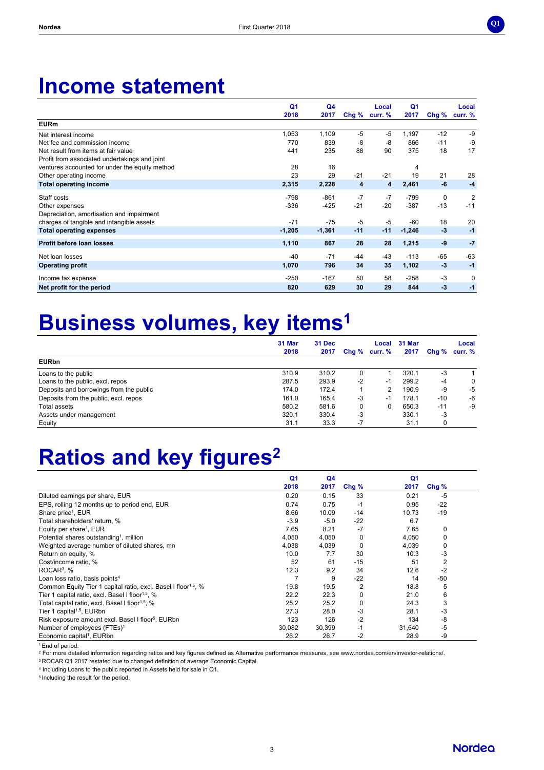# Income statement

| | Q1 2018 | Q4 2017 | Chg % | Local curr. % | Q1 2017 | Chg % | Local curr. % |
|---|---|---|---|---|---|---|---|
| **EURm** | | | | | | | |
| Net interest income | 1,053 | 1,109 | -5 | -5 | 1,197 | -12 | -9 |
| Net fee and commission income | 770 | 839 | -8 | -8 | 866 | -11 | -9 |
| Net result from items at fair value | 441 | 235 | 88 | 90 | 375 | 18 | 17 |
| Profit from associated undertakings and joint ventures accounted for under the equity method | 28 | 16 | | | 4 | | |
| Other operating income | 23 | 29 | -21 | -21 | 19 | 21 | 28 |
| **Total operating income** | **2,315** | **2,228** | **4** | **4** | **2,461** | **-6** | **-4** |
| Staff costs | -798 | -861 | -7 | -7 | -799 | 0 | 2 |
| Other expenses | -336 | -425 | -21 | -20 | -387 | -13 | -11 |
| Depreciation, amortisation and impairment charges of tangible and intangible assets | -71 | -75 | -5 | -5 | -60 | 18 | 20 |
| **Total operating expenses** | **-1,205** | **-1,361** | **-11** | **-11** | **-1,246** | **-3** | **-1** |
| **Profit before loan losses** | **1,110** | **867** | **28** | **28** | **1,215** | **-9** | **-7** |
| Net loan losses | -40 | -71 | -44 | -43 | -113 | -65 | -63 |
| **Operating profit** | **1,070** | **796** | **34** | **35** | **1,102** | **-3** | **-1** |
| Income tax expense | -250 | -167 | 50 | 58 | -258 | -3 | 0 |
| **Net profit for the period** | **820** | **629** | **30** | **29** | **844** | **-3** | **-1** |

# Business volumes, key items[1]

| | 31 Mar 2018 | 31 Dec 2017 | Chg % | Local curr. % | 31 Mar 2017 | Chg % | Local curr. % |
|---|---|---|---|---|---|---|---|
| **EURbn** | | | | | | | |
| Loans to the public | 310.9 | 310.2 | 0 | 1 | 320.1 | -3 | 1 |
| Loans to the public, excl. repos | 287.5 | 293.9 | -2 | -1 | 299.2 | -4 | 0 |
| Deposits and borrowings from the public | 174.0 | 172.4 | 1 | 2 | 190.9 | -9 | -5 |
| Deposits from the public, excl. repos | 161.0 | 165.4 | -3 | -1 | 178.1 | -10 | -6 |
| Total assets | 580.2 | 581.6 | 0 | 0 | 650.3 | -11 | -9 |
| Assets under management | 320.1 | 330.4 | -3 | | 330.1 | -3 | |
| Equity | 31.1 | 33.3 | -7 | | 31.1 | 0 | |

# Ratios and key figures[2]

| | Q1 2018 | Q4 2017 | Chg % | Q1 2017 | Chg % |
|---|---|---|---|---|---|
| Diluted earnings per share, EUR | 0.20 | 0.15 | 33 | 0.21 | -5 |
| EPS, rolling 12 months up to period end, EUR | 0.74 | 0.75 | -1 | 0.95 | -22 |
| Share price[1], EUR | 8.66 | 10.09 | -14 | 10.73 | -19 |
| Total shareholders' return, % | -3.9 | -5.0 | -22 | 6.7 | |
| Equity per share[1], EUR | 7.65 | 8.21 | -7 | 7.65 | 0 |
| Potential shares outstanding[1], million | 4,050 | 4,050 | 0 | 4,050 | 0 |
| Weighted average number of diluted shares, mn | 4,038 | 4,039 | 0 | 4,039 | 0 |
| Return on equity, % | 10.0 | 7.7 | 30 | 10.3 | -3 |
| Cost/income ratio, % | 52 | 61 | -15 | 51 | 2 |
| ROCAR[3], % | 12.3 | 9.2 | 34 | 12.6 | -2 |
| Loan loss ratio, basis points[4] | 7 | 9 | -22 | 14 | -50 |
| Common Equity Tier 1 capital ratio, excl. Basel I floor[1,5], % | 19.8 | 19.5 | 2 | 18.8 | 5 |
| Tier 1 capital ratio, excl. Basel I floor[1,5], % | 22.2 | 22.3 | 0 | 21.0 | 6 |
| Total capital ratio, excl. Basel I floor[1,5], % | 25.2 | 25.2 | 0 | 24.3 | 3 |
| Tier 1 capital[1,5], EURbn | 27.3 | 28.0 | -3 | 28.1 | -3 |
| Risk exposure amount excl. Basel I floor[5], EURbn | 123 | 126 | -2 | 134 | -8 |
| Number of employees (FTEs)[1] | 30,082 | 30,399 | -1 | 31,640 | -5 |
| Economic capital[1], EURbn | 26.2 | 26.7 | -2 | 28.9 | -9 |

[1] End of period.
[2] For more detailed information regarding ratios and key figures defined as Alternative performance measures, see www.nordea.com/en/investor-relations/.
[3] ROCAR Q1 2017 restated due to changed definition of average Economic Capital.
[4] Including Loans to the public reported in Assets held for sale in Q1.
[5] Including the result for the period.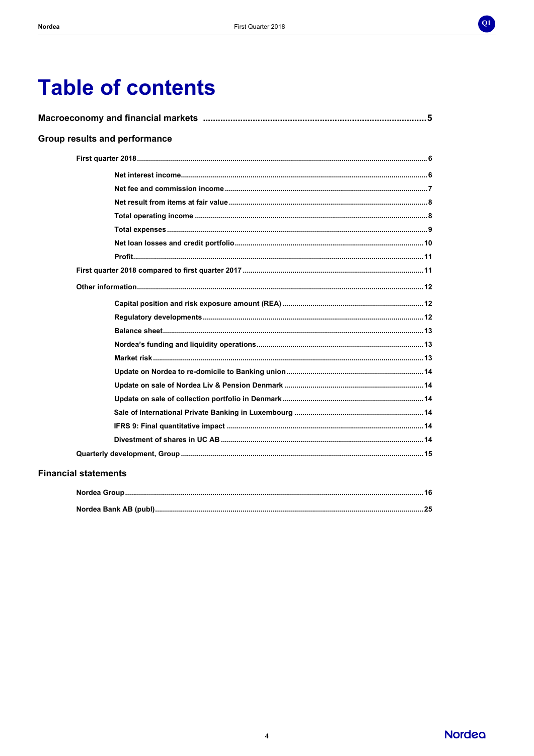# Table of contents

**Macroeconomy and financial markets** ........................................................................................ 5

## Group results and performance

**First quarter 2018** ........................................................................................ 6

- **Net interest income** ........................................................................................ 6
- **Net fee and commission income** ........................................................................................ 7
- **Net result from items at fair value** ........................................................................................ 8
- **Total operating income** ........................................................................................ 8
- **Total expenses** ........................................................................................ 9
- **Net loan losses and credit portfolio** ........................................................................................ 10
- **Profit** ........................................................................................ 11

**First quarter 2018 compared to first quarter 2017** ........................................................................................ 11

**Other information** ........................................................................................ 12

- **Capital position and risk exposure amount (REA)** ........................................................................................ 12
- **Regulatory developments** ........................................................................................ 12
- **Balance sheet** ........................................................................................ 13
- **Nordea's funding and liquidity operations** ........................................................................................ 13
- **Market risk** ........................................................................................ 13
- **Update on Nordea to re-domicile to Banking union** ........................................................................................ 14
- **Update on sale of Nordea Liv & Pension Denmark** ........................................................................................ 14
- **Update on sale of collection portfolio in Denmark** ........................................................................................ 14
- **Sale of International Private Banking in Luxembourg** ........................................................................................ 14
- **IFRS 9: Final quantitative impact** ........................................................................................ 14
- **Divestment of shares in UC AB** ........................................................................................ 14

**Quarterly development, Group** ........................................................................................ 15

## Financial statements

**Nordea Group** ........................................................................................ 16

**Nordea Bank AB (publ)** ........................................................................................ 25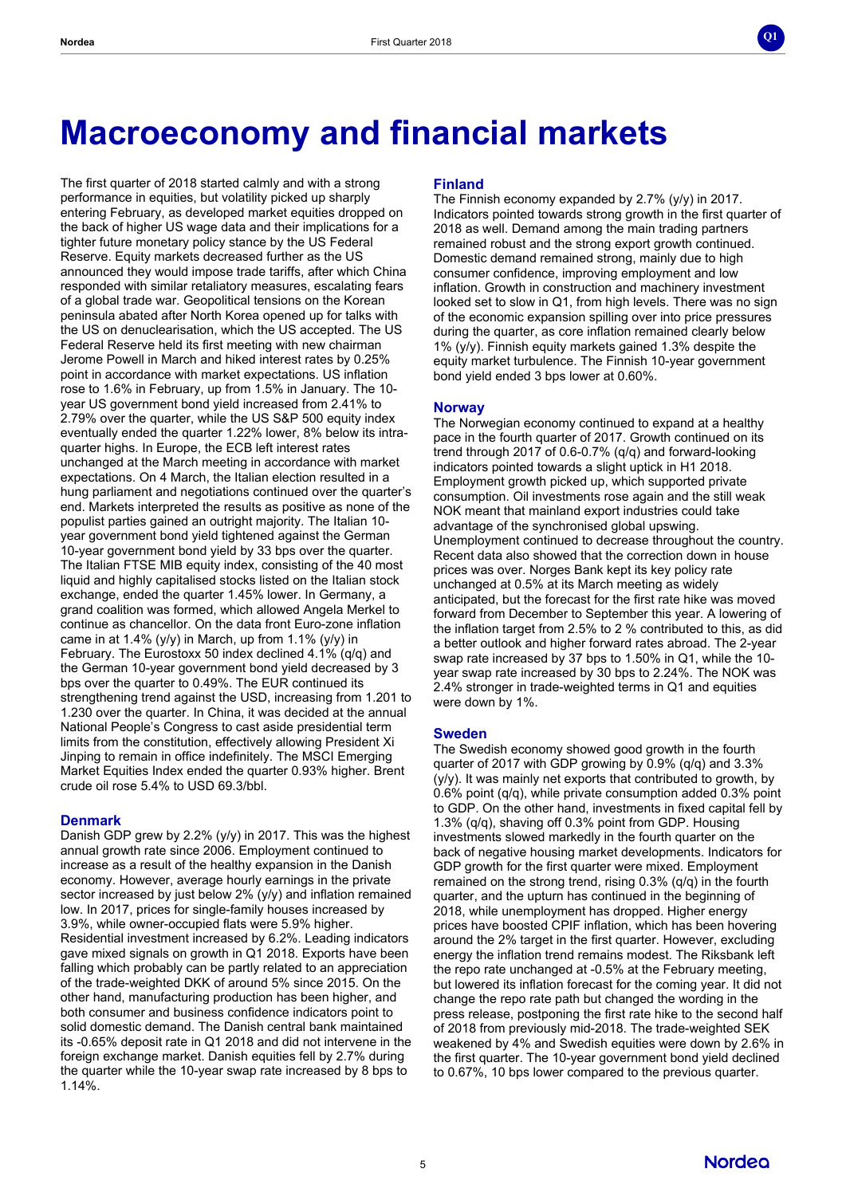# Macroeconomy and financial markets

The first quarter of 2018 started calmly and with a strong performance in equities, but volatility picked up sharply entering February, as developed market equities dropped on the back of higher US wage data and their implications for a tighter future monetary policy stance by the US Federal Reserve. Equity markets decreased further as the US announced they would impose trade tariffs, after which China responded with similar retaliatory measures, escalating fears of a global trade war. Geopolitical tensions on the Korean peninsula abated after North Korea opened up for talks with the US on denuclearisation, which the US accepted. The US Federal Reserve held its first meeting with new chairman Jerome Powell in March and hiked interest rates by 0.25% point in accordance with market expectations. US inflation rose to 1.6% in February, up from 1.5% in January. The 10-year US government bond yield increased from 2.41% to 2.79% over the quarter, while the US S&P 500 equity index eventually ended the quarter 1.22% lower, 8% below its intra-quarter highs. In Europe, the ECB left interest rates unchanged at the March meeting in accordance with market expectations. On 4 March, the Italian election resulted in a hung parliament and negotiations continued over the quarter's end. Markets interpreted the results as positive as none of the populist parties gained an outright majority. The Italian 10-year government bond yield tightened against the German 10-year government bond yield by 33 bps over the quarter. The Italian FTSE MIB equity index, consisting of the 40 most liquid and highly capitalised stocks listed on the Italian stock exchange, ended the quarter 1.45% lower. In Germany, a grand coalition was formed, which allowed Angela Merkel to continue as chancellor. On the data front Euro-zone inflation came in at 1.4% (y/y) in March, up from 1.1% (y/y) in February. The Eurostoxx 50 index declined 4.1% (q/q) and the German 10-year government bond yield decreased by 3 bps over the quarter to 0.49%. The EUR continued its strengthening trend against the USD, increasing from 1.201 to 1.230 over the quarter. In China, it was decided at the annual National People's Congress to cast aside presidential term limits from the constitution, effectively allowing President Xi Jinping to remain in office indefinitely. The MSCI Emerging Market Equities Index ended the quarter 0.93% higher. Brent crude oil rose 5.4% to USD 69.3/bbl.

### Denmark

Danish GDP grew by 2.2% (y/y) in 2017. This was the highest annual growth rate since 2006. Employment continued to increase as a result of the healthy expansion in the Danish economy. However, average hourly earnings in the private sector increased by just below 2% (y/y) and inflation remained low. In 2017, prices for single-family houses increased by 3.9%, while owner-occupied flats were 5.9% higher. Residential investment increased by 6.2%. Leading indicators gave mixed signals on growth in Q1 2018. Exports have been falling which probably can be partly related to an appreciation of the trade-weighted DKK of around 5% since 2015. On the other hand, manufacturing production has been higher, and both consumer and business confidence indicators point to solid domestic demand. The Danish central bank maintained its -0.65% deposit rate in Q1 2018 and did not intervene in the foreign exchange market. Danish equities fell by 2.7% during the quarter while the 10-year swap rate increased by 8 bps to 1.14%.

### Finland

The Finnish economy expanded by 2.7% (y/y) in 2017. Indicators pointed towards strong growth in the first quarter of 2018 as well. Demand among the main trading partners remained robust and the strong export growth continued. Domestic demand remained strong, mainly due to high consumer confidence, improving employment and low inflation. Growth in construction and machinery investment looked set to slow in Q1, from high levels. There was no sign of the economic expansion spilling over into price pressures during the quarter, as core inflation remained clearly below 1% (y/y). Finnish equity markets gained 1.3% despite the equity market turbulence. The Finnish 10-year government bond yield ended 3 bps lower at 0.60%.

### Norway

The Norwegian economy continued to expand at a healthy pace in the fourth quarter of 2017. Growth continued on its trend through 2017 of 0.6-0.7% (q/q) and forward-looking indicators pointed towards a slight uptick in H1 2018. Employment growth picked up, which supported private consumption. Oil investments rose again and the still weak NOK meant that mainland export industries could take advantage of the synchronised global upswing. Unemployment continued to decrease throughout the country. Recent data also showed that the correction down in house prices was over. Norges Bank kept its key policy rate unchanged at 0.5% at its March meeting as widely anticipated, but the forecast for the first rate hike was moved forward from December to September this year. A lowering of the inflation target from 2.5% to 2 % contributed to this, as did a better outlook and higher forward rates abroad. The 2-year swap rate increased by 37 bps to 1.50% in Q1, while the 10-year swap rate increased by 30 bps to 2.24%. The NOK was 2.4% stronger in trade-weighted terms in Q1 and equities were down by 1%.

### Sweden

The Swedish economy showed good growth in the fourth quarter of 2017 with GDP growing by 0.9% (q/q) and 3.3% (y/y). It was mainly net exports that contributed to growth, by 0.6% point (q/q), while private consumption added 0.3% point to GDP. On the other hand, investments in fixed capital fell by 1.3% (q/q), shaving off 0.3% point from GDP. Housing investments slowed markedly in the fourth quarter on the back of negative housing market developments. Indicators for GDP growth for the first quarter were mixed. Employment remained on the strong trend, rising 0.3% (q/q) in the fourth quarter, and the upturn has continued in the beginning of 2018, while unemployment has dropped. Higher energy prices have boosted CPIF inflation, which has been hovering around the 2% target in the first quarter. However, excluding energy the inflation trend remains modest. The Riksbank left the repo rate unchanged at -0.5% at the February meeting, but lowered its inflation forecast for the coming year. It did not change the repo rate path but changed the wording in the press release, postponing the first rate hike to the second half of 2018 from previously mid-2018. The trade-weighted SEK weakened by 4% and Swedish equities were down by 2.6% in the first quarter. The 10-year government bond yield declined to 0.67%, 10 bps lower compared to the previous quarter.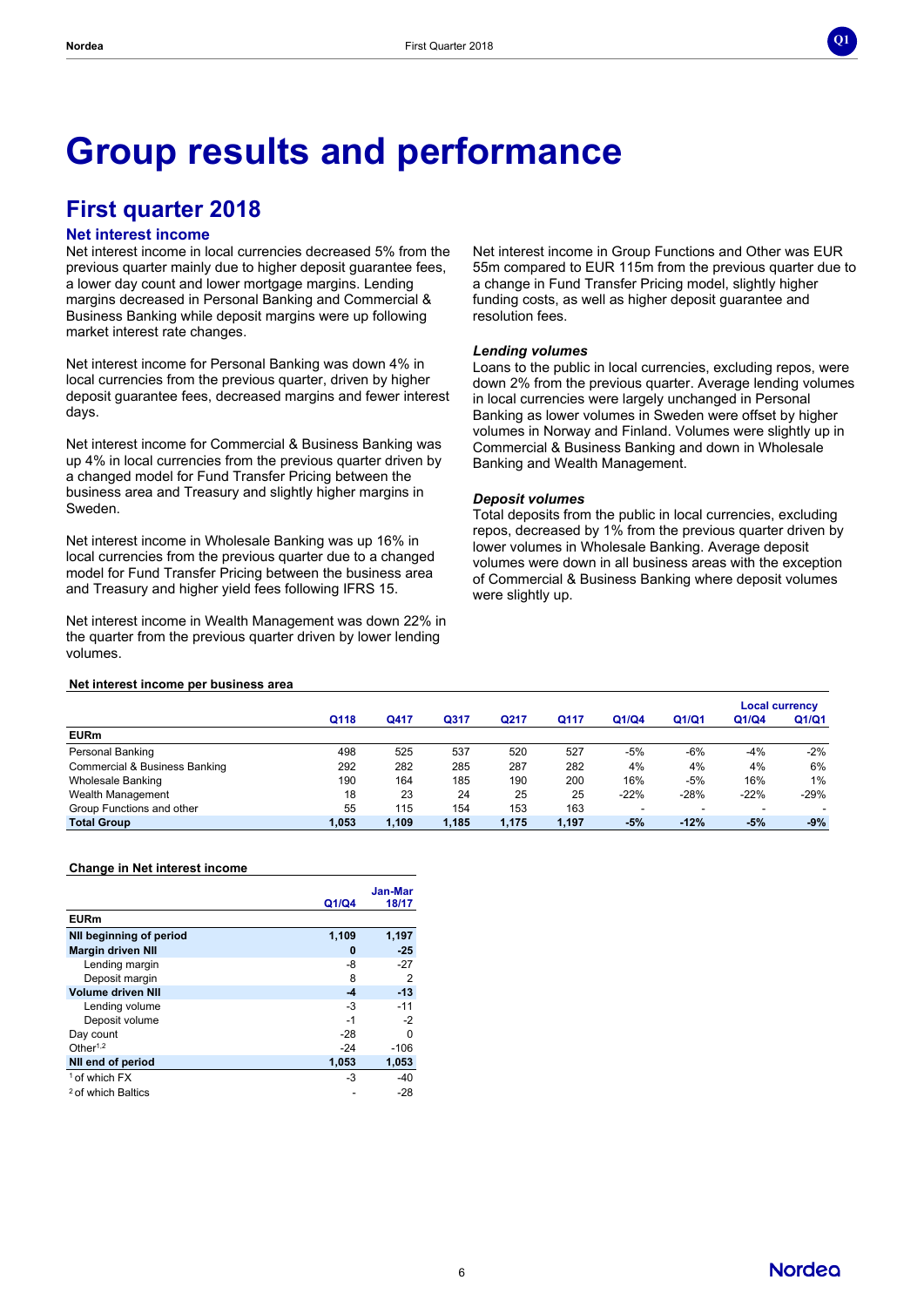# Group results and performance

## First quarter 2018

### Net interest income

Net interest income in local currencies decreased 5% from the previous quarter mainly due to higher deposit guarantee fees, a lower day count and lower mortgage margins. Lending margins decreased in Personal Banking and Commercial & Business Banking while deposit margins were up following market interest rate changes.

Net interest income for Personal Banking was down 4% in local currencies from the previous quarter, driven by higher deposit guarantee fees, decreased margins and fewer interest days.

Net interest income for Commercial & Business Banking was up 4% in local currencies from the previous quarter driven by a changed model for Fund Transfer Pricing between the business area and Treasury and slightly higher margins in Sweden.

Net interest income in Wholesale Banking was up 16% in local currencies from the previous quarter due to a changed model for Fund Transfer Pricing between the business area and Treasury and higher yield fees following IFRS 15.

Net interest income in Wealth Management was down 22% in the quarter from the previous quarter driven by lower lending volumes.

Net interest income in Group Functions and Other was EUR 55m compared to EUR 115m from the previous quarter due to a change in Fund Transfer Pricing model, slightly higher funding costs, as well as higher deposit guarantee and resolution fees.

#### *Lending volumes*

Loans to the public in local currencies, excluding repos, were down 2% from the previous quarter. Average lending volumes in local currencies were largely unchanged in Personal Banking as lower volumes in Sweden were offset by higher volumes in Norway and Finland. Volumes were slightly up in Commercial & Business Banking and down in Wholesale Banking and Wealth Management.

#### *Deposit volumes*

Total deposits from the public in local currencies, excluding repos, decreased by 1% from the previous quarter driven by lower volumes in Wholesale Banking. Average deposit volumes were down in all business areas with the exception of Commercial & Business Banking where deposit volumes were slightly up.

**Net interest income per business area**

| | | | | | | | | Local currency | |
|---|---|---|---|---|---|---|---|---|---|
| | Q118 | Q417 | Q317 | Q217 | Q117 | Q1/Q4 | Q1/Q1 | Q1/Q4 | Q1/Q1 |
| **EURm** | | | | | | | | | |
| Personal Banking | 498 | 525 | 537 | 520 | 527 | -5% | -6% | -4% | -2% |
| Commercial & Business Banking | 292 | 282 | 285 | 287 | 282 | 4% | 4% | 4% | 6% |
| Wholesale Banking | 190 | 164 | 185 | 190 | 200 | 16% | -5% | 16% | 1% |
| Wealth Management | 18 | 23 | 24 | 25 | 25 | -22% | -28% | -22% | -29% |
| Group Functions and other | 55 | 115 | 154 | 153 | 163 | - | - | - | - |
| **Total Group** | **1,053** | **1,109** | **1,185** | **1,175** | **1,197** | **-5%** | **-12%** | **-5%** | **-9%** |

**Change in Net interest income**

| | Q1/Q4 | Jan-Mar 18/17 |
|---|---|---|
| **EURm** | | |
| **NII beginning of period** | **1,109** | **1,197** |
| **Margin driven NII** | **0** | **-25** |
| Lending margin | -8 | -27 |
| Deposit margin | 8 | 2 |
| **Volume driven NII** | **-4** | **-13** |
| Lending volume | -3 | -11 |
| Deposit volume | -1 | -2 |
| Day count | -28 | 0 |
| Other[1,2] | -24 | -106 |
| **NII end of period** | **1,053** | **1,053** |
| [1] of which FX | -3 | -40 |
| [2] of which Baltics | - | -28 |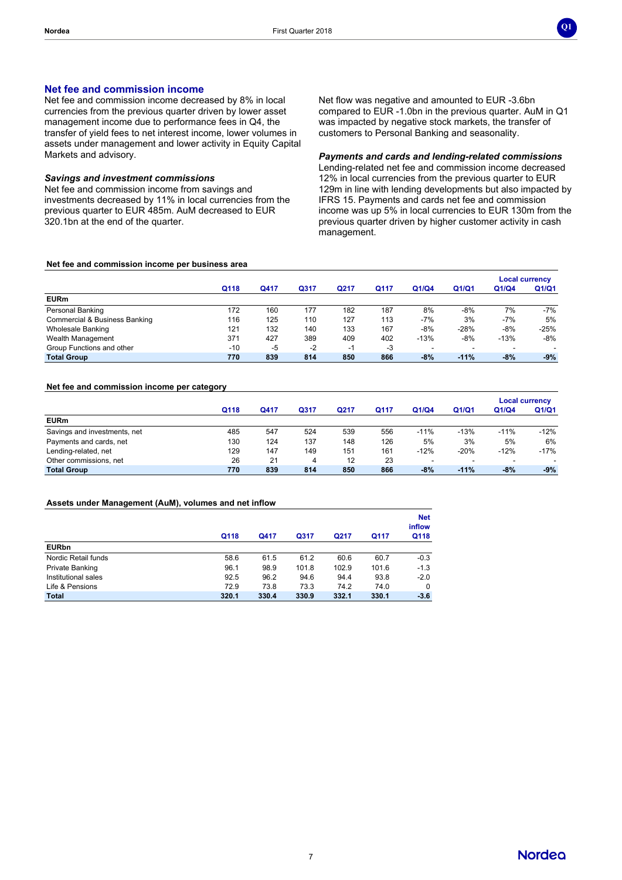## Net fee and commission income

Net fee and commission income decreased by 8% in local currencies from the previous quarter driven by lower asset management income due to performance fees in Q4, the transfer of yield fees to net interest income, lower volumes in assets under management and lower activity in Equity Capital Markets and advisory.

### *Savings and investment commissions*

Net fee and commission income from savings and investments decreased by 11% in local currencies from the previous quarter to EUR 485m. AuM decreased to EUR 320.1bn at the end of the quarter.

Net flow was negative and amounted to EUR -3.6bn compared to EUR -1.0bn in the previous quarter. AuM in Q1 was impacted by negative stock markets, the transfer of customers to Personal Banking and seasonality.

### *Payments and cards and lending-related commissions*

Lending-related net fee and commission income decreased 12% in local currencies from the previous quarter to EUR 129m in line with lending developments but also impacted by IFRS 15. Payments and cards net fee and commission income was up 5% in local currencies to EUR 130m from the previous quarter driven by higher customer activity in cash management.

**Net fee and commission income per business area**

| | | | | | | | | Local currency | |
|---|---|---|---|---|---|---|---|---|---|
| | Q118 | Q417 | Q317 | Q217 | Q117 | Q1/Q4 | Q1/Q1 | Q1/Q4 | Q1/Q1 |
| **EURm** | | | | | | | | | |
| Personal Banking | 172 | 160 | 177 | 182 | 187 | 8% | -8% | 7% | -7% |
| Commercial & Business Banking | 116 | 125 | 110 | 127 | 113 | -7% | 3% | -7% | 5% |
| Wholesale Banking | 121 | 132 | 140 | 133 | 167 | -8% | -28% | -8% | -25% |
| Wealth Management | 371 | 427 | 389 | 409 | 402 | -13% | -8% | -13% | -8% |
| Group Functions and other | -10 | -5 | -2 | -1 | -3 | - | - | - | - |
| **Total Group** | **770** | **839** | **814** | **850** | **866** | **-8%** | **-11%** | **-8%** | **-9%** |

**Net fee and commission income per category**

| | | | | | | | | Local currency | |
|---|---|---|---|---|---|---|---|---|---|
| | Q118 | Q417 | Q317 | Q217 | Q117 | Q1/Q4 | Q1/Q1 | Q1/Q4 | Q1/Q1 |
| **EURm** | | | | | | | | | |
| Savings and investments, net | 485 | 547 | 524 | 539 | 556 | -11% | -13% | -11% | -12% |
| Payments and cards, net | 130 | 124 | 137 | 148 | 126 | 5% | 3% | 5% | 6% |
| Lending-related, net | 129 | 147 | 149 | 151 | 161 | -12% | -20% | -12% | -17% |
| Other commissions, net | 26 | 21 | 4 | 12 | 23 | - | - | - | - |
| **Total Group** | **770** | **839** | **814** | **850** | **866** | **-8%** | **-11%** | **-8%** | **-9%** |

**Assets under Management (AuM), volumes and net inflow**

| | Q118 | Q417 | Q317 | Q217 | Q117 | Net inflow Q118 |
|---|---|---|---|---|---|---|
| **EURbn** | | | | | | |
| Nordic Retail funds | 58.6 | 61.5 | 61.2 | 60.6 | 60.7 | -0.3 |
| Private Banking | 96.1 | 98.9 | 101.8 | 102.9 | 101.6 | -1.3 |
| Institutional sales | 92.5 | 96.2 | 94.6 | 94.4 | 93.8 | -2.0 |
| Life & Pensions | 72.9 | 73.8 | 73.3 | 74.2 | 74.0 | 0 |
| **Total** | **320.1** | **330.4** | **330.9** | **332.1** | **330.1** | **-3.6** |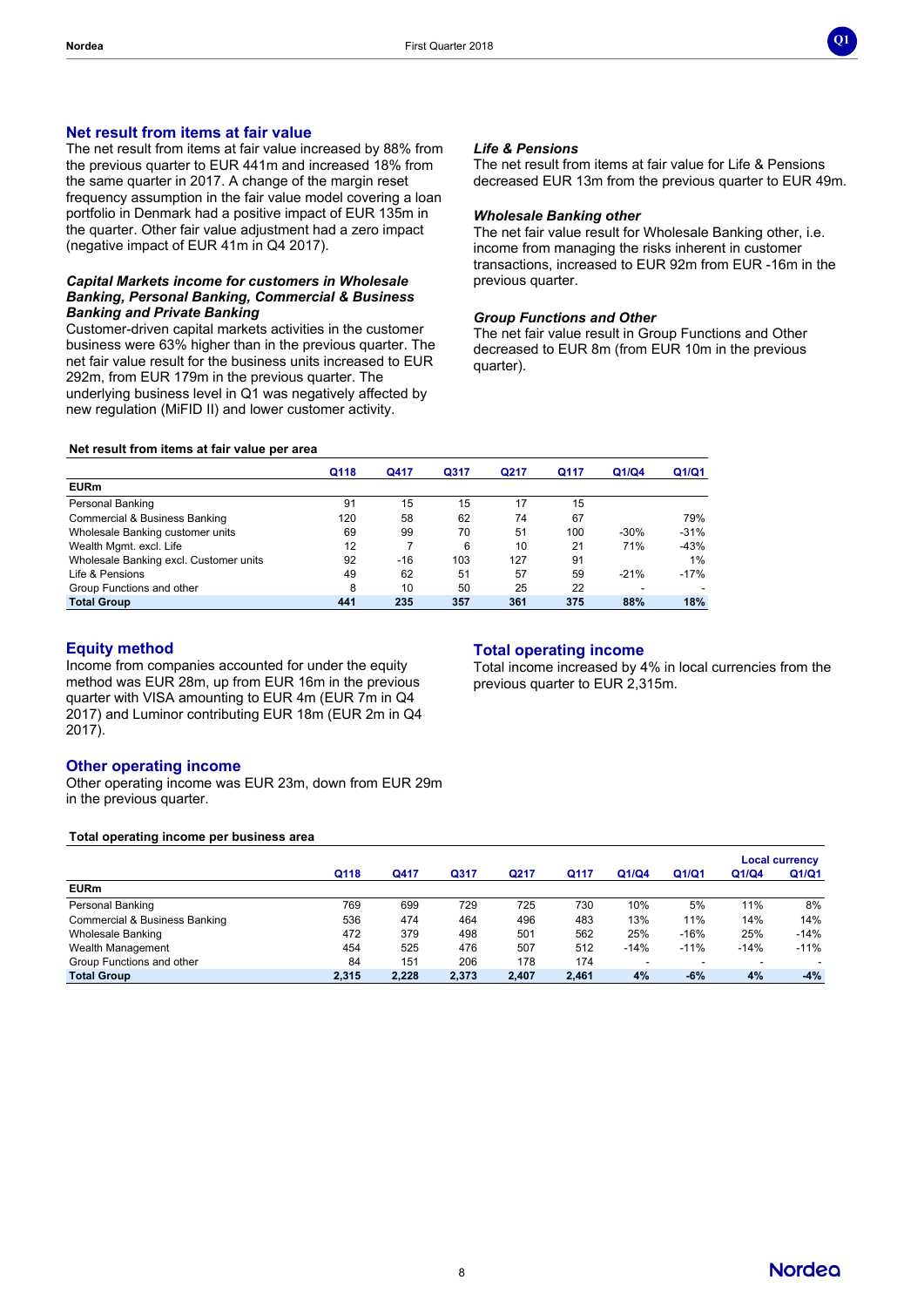## Net result from items at fair value

The net result from items at fair value increased by 88% from the previous quarter to EUR 441m and increased 18% from the same quarter in 2017. A change of the margin reset frequency assumption in the fair value model covering a loan portfolio in Denmark had a positive impact of EUR 135m in the quarter. Other fair value adjustment had a zero impact (negative impact of EUR 41m in Q4 2017).

### *Capital Markets income for customers in Wholesale Banking, Personal Banking, Commercial & Business Banking and Private Banking*

Customer-driven capital markets activities in the customer business were 63% higher than in the previous quarter. The net fair value result for the business units increased to EUR 292m, from EUR 179m in the previous quarter. The underlying business level in Q1 was negatively affected by new regulation (MiFID II) and lower customer activity.

### *Life & Pensions*

The net result from items at fair value for Life & Pensions decreased EUR 13m from the previous quarter to EUR 49m.

### *Wholesale Banking other*

The net fair value result for Wholesale Banking other, i.e. income from managing the risks inherent in customer transactions, increased to EUR 92m from EUR -16m in the previous quarter.

### *Group Functions and Other*

The net fair value result in Group Functions and Other decreased to EUR 8m (from EUR 10m in the previous quarter).

**Net result from items at fair value per area**

| | Q118 | Q417 | Q317 | Q217 | Q117 | Q1/Q4 | Q1/Q1 |
|---|---|---|---|---|---|---|---|
| **EURm** | | | | | | | |
| Personal Banking | 91 | 15 | 15 | 17 | 15 | | |
| Commercial & Business Banking | 120 | 58 | 62 | 74 | 67 | | 79% |
| Wholesale Banking customer units | 69 | 99 | 70 | 51 | 100 | -30% | -31% |
| Wealth Mgmt. excl. Life | 12 | 7 | 6 | 10 | 21 | 71% | -43% |
| Wholesale Banking excl. Customer units | 92 | -16 | 103 | 127 | 91 | | 1% |
| Life & Pensions | 49 | 62 | 51 | 57 | 59 | -21% | -17% |
| Group Functions and other | 8 | 10 | 50 | 25 | 22 | - | - |
| **Total Group** | **441** | **235** | **357** | **361** | **375** | **88%** | **18%** |

## Equity method

Income from companies accounted for under the equity method was EUR 28m, up from EUR 16m in the previous quarter with VISA amounting to EUR 4m (EUR 7m in Q4 2017) and Luminor contributing EUR 18m (EUR 2m in Q4 2017).

## Other operating income

Other operating income was EUR 23m, down from EUR 29m in the previous quarter.

## Total operating income

Total income increased by 4% in local currencies from the previous quarter to EUR 2,315m.

**Total operating income per business area**

| | | | | | | | | Local currency | |
|---|---|---|---|---|---|---|---|---|---|
| | Q118 | Q417 | Q317 | Q217 | Q117 | Q1/Q4 | Q1/Q1 | Q1/Q4 | Q1/Q1 |
| **EURm** | | | | | | | | | |
| Personal Banking | 769 | 699 | 729 | 725 | 730 | 10% | 5% | 11% | 8% |
| Commercial & Business Banking | 536 | 474 | 464 | 496 | 483 | 13% | 11% | 14% | 14% |
| Wholesale Banking | 472 | 379 | 498 | 501 | 562 | 25% | -16% | 25% | -14% |
| Wealth Management | 454 | 525 | 476 | 507 | 512 | -14% | -11% | -14% | -11% |
| Group Functions and other | 84 | 151 | 206 | 178 | 174 | - | - | - | - |
| **Total Group** | **2,315** | **2,228** | **2,373** | **2,407** | **2,461** | **4%** | **-6%** | **4%** | **-4%** |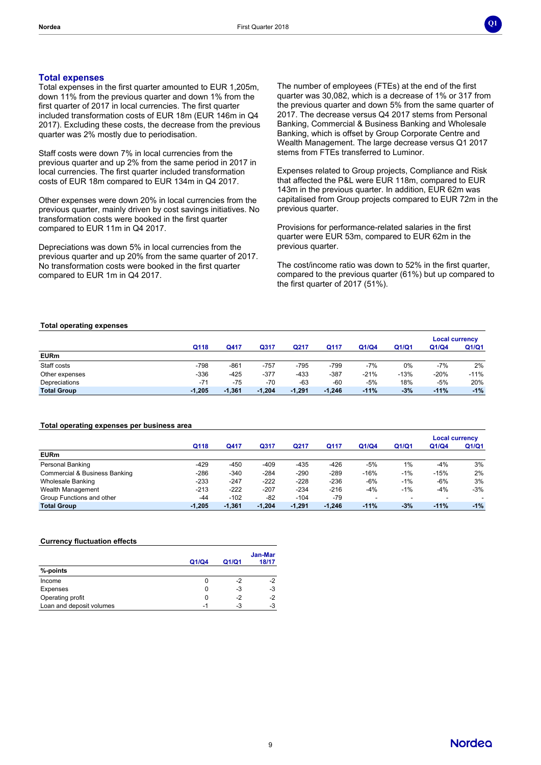## Total expenses

Total expenses in the first quarter amounted to EUR 1,205m, down 11% from the previous quarter and down 1% from the first quarter of 2017 in local currencies. The first quarter included transformation costs of EUR 18m (EUR 146m in Q4 2017). Excluding these costs, the decrease from the previous quarter was 2% mostly due to periodisation.

Staff costs were down 7% in local currencies from the previous quarter and up 2% from the same period in 2017 in local currencies. The first quarter included transformation costs of EUR 18m compared to EUR 134m in Q4 2017.

Other expenses were down 20% in local currencies from the previous quarter, mainly driven by cost savings initiatives. No transformation costs were booked in the first quarter compared to EUR 11m in Q4 2017.

Depreciations was down 5% in local currencies from the previous quarter and up 20% from the same quarter of 2017. No transformation costs were booked in the first quarter compared to EUR 1m in Q4 2017.

The number of employees (FTEs) at the end of the first quarter was 30,082, which is a decrease of 1% or 317 from the previous quarter and down 5% from the same quarter of 2017. The decrease versus Q4 2017 stems from Personal Banking, Commercial & Business Banking and Wholesale Banking, which is offset by Group Corporate Centre and Wealth Management. The large decrease versus Q1 2017 stems from FTEs transferred to Luminor.

Expenses related to Group projects, Compliance and Risk that affected the P&L were EUR 118m, compared to EUR 143m in the previous quarter. In addition, EUR 62m was capitalised from Group projects compared to EUR 72m in the previous quarter.

Provisions for performance-related salaries in the first quarter were EUR 53m, compared to EUR 62m in the previous quarter.

The cost/income ratio was down to 52% in the first quarter, compared to the previous quarter (61%) but up compared to the first quarter of 2017 (51%).

**Total operating expenses**

| | | | | | | | | Local currency | |
|---|---|---|---|---|---|---|---|---|---|
| | Q118 | Q417 | Q317 | Q217 | Q117 | Q1/Q4 | Q1/Q1 | Q1/Q4 | Q1/Q1 |
| **EURm** | | | | | | | | | |
| Staff costs | -798 | -861 | -757 | -795 | -799 | -7% | 0% | -7% | 2% |
| Other expenses | -336 | -425 | -377 | -433 | -387 | -21% | -13% | -20% | -11% |
| Depreciations | -71 | -75 | -70 | -63 | -60 | -5% | 18% | -5% | 20% |
| **Total Group** | **-1,205** | **-1,361** | **-1,204** | **-1,291** | **-1,246** | **-11%** | **-3%** | **-11%** | **-1%** |

**Total operating expenses per business area**

| | | | | | | | | Local currency | |
|---|---|---|---|---|---|---|---|---|---|
| | Q118 | Q417 | Q317 | Q217 | Q117 | Q1/Q4 | Q1/Q1 | Q1/Q4 | Q1/Q1 |
| **EURm** | | | | | | | | | |
| Personal Banking | -429 | -450 | -409 | -435 | -426 | -5% | 1% | -4% | 3% |
| Commercial & Business Banking | -286 | -340 | -284 | -290 | -289 | -16% | -1% | -15% | 2% |
| Wholesale Banking | -233 | -247 | -222 | -228 | -236 | -6% | -1% | -6% | 3% |
| Wealth Management | -213 | -222 | -207 | -234 | -216 | -4% | -1% | -4% | -3% |
| Group Functions and other | -44 | -102 | -82 | -104 | -79 | - | - | - | - |
| **Total Group** | **-1,205** | **-1,361** | **-1,204** | **-1,291** | **-1,246** | **-11%** | **-3%** | **-11%** | **-1%** |

**Currency fluctuation effects**

| | Q1/Q4 | Q1/Q1 | Jan-Mar 18/17 |
|---|---|---|---|
| **%-points** | | | |
| Income | 0 | -2 | -2 |
| Expenses | 0 | -3 | -3 |
| Operating profit | 0 | -2 | -2 |
| Loan and deposit volumes | -1 | -3 | -3 |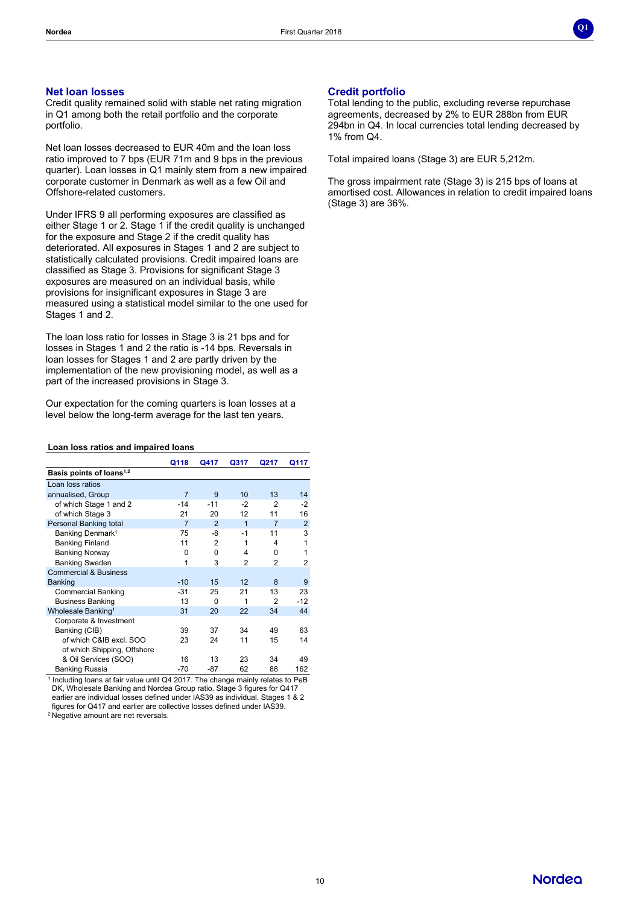## Net loan losses

Credit quality remained solid with stable net rating migration in Q1 among both the retail portfolio and the corporate portfolio.

Net loan losses decreased to EUR 40m and the loan loss ratio improved to 7 bps (EUR 71m and 9 bps in the previous quarter). Loan losses in Q1 mainly stem from a new impaired corporate customer in Denmark as well as a few Oil and Offshore-related customers.

Under IFRS 9 all performing exposures are classified as either Stage 1 or 2. Stage 1 if the credit quality is unchanged for the exposure and Stage 2 if the credit quality has deteriorated. All exposures in Stages 1 and 2 are subject to statistically calculated provisions. Credit impaired loans are classified as Stage 3. Provisions for significant Stage 3 exposures are measured on an individual basis, while provisions for insignificant exposures in Stage 3 are measured using a statistical model similar to the one used for Stages 1 and 2.

The loan loss ratio for losses in Stage 3 is 21 bps and for losses in Stages 1 and 2 the ratio is -14 bps. Reversals in loan losses for Stages 1 and 2 are partly driven by the implementation of the new provisioning model, as well as a part of the increased provisions in Stage 3.

Our expectation for the coming quarters is loan losses at a level below the long-term average for the last ten years.

**Loan loss ratios and impaired loans**

| | Q118 | Q417 | Q317 | Q217 | Q117 |
|---|---|---|---|---|---|
| **Basis points of loans[1,2]** | | | | | |
| Loan loss ratios annualised, Group | 7 | 9 | 10 | 13 | 14 |
| of which Stage 1 and 2 | -14 | -11 | -2 | 2 | -2 |
| of which Stage 3 | 21 | 20 | 12 | 11 | 16 |
| Personal Banking total | 7 | 2 | 1 | 7 | 2 |
| Banking Denmark[1] | 75 | -8 | -1 | 11 | 3 |
| Banking Finland | 11 | 2 | 1 | 4 | 1 |
| Banking Norway | 0 | 0 | 4 | 0 | 1 |
| Banking Sweden | 1 | 3 | 2 | 2 | 2 |
| Commercial & Business Banking | -10 | 15 | 12 | 8 | 9 |
| Commercial Banking | -31 | 25 | 21 | 13 | 23 |
| Business Banking | 13 | 0 | 1 | 2 | -12 |
| Wholesale Banking[1] | 31 | 20 | 22 | 34 | 44 |
| Corporate & Investment Banking (CIB) | 39 | 37 | 34 | 49 | 63 |
| of which C&IB excl. SOO | 23 | 24 | 11 | 15 | 14 |
| of which Shipping, Offshore & Oil Services (SOO) | 16 | 13 | 23 | 34 | 49 |
| Banking Russia | -70 | -87 | 62 | 88 | 162 |

[1] Including loans at fair value until Q4 2017. The change mainly relates to PeB DK, Wholesale Banking and Nordea Group ratio. Stage 3 figures for Q417 earlier are individual losses defined under IAS39 as individual. Stages 1 & 2 figures for Q417 and earlier are collective losses defined under IAS39.

[2] Negative amount are net reversals.

## Credit portfolio

Total lending to the public, excluding reverse repurchase agreements, decreased by 2% to EUR 288bn from EUR 294bn in Q4. In local currencies total lending decreased by 1% from Q4.

Total impaired loans (Stage 3) are EUR 5,212m.

The gross impairment rate (Stage 3) is 215 bps of loans at amortised cost. Allowances in relation to credit impaired loans (Stage 3) are 36%.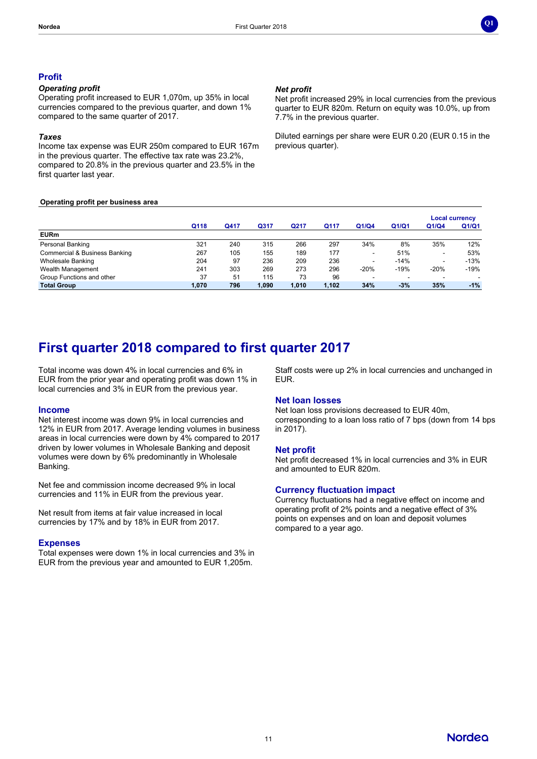## Profit

### *Operating profit*

Operating profit increased to EUR 1,070m, up 35% in local currencies compared to the previous quarter, and down 1% compared to the same quarter of 2017.

### *Taxes*

Income tax expense was EUR 250m compared to EUR 167m in the previous quarter. The effective tax rate was 23.2%, compared to 20.8% in the previous quarter and 23.5% in the first quarter last year.

### *Net profit*

Net profit increased 29% in local currencies from the previous quarter to EUR 820m. Return on equity was 10.0%, up from 7.7% in the previous quarter.

Diluted earnings per share were EUR 0.20 (EUR 0.15 in the previous quarter).

**Operating profit per business area**

| | | | | | | | | Local currency | |
|---|---|---|---|---|---|---|---|---|---|
| | Q118 | Q417 | Q317 | Q217 | Q117 | Q1/Q4 | Q1/Q1 | Q1/Q4 | Q1/Q1 |
| **EURm** | | | | | | | | | |
| Personal Banking | 321 | 240 | 315 | 266 | 297 | 34% | 8% | 35% | 12% |
| Commercial & Business Banking | 267 | 105 | 155 | 189 | 177 | - | 51% | - | 53% |
| Wholesale Banking | 204 | 97 | 236 | 209 | 236 | - | -14% | - | -13% |
| Wealth Management | 241 | 303 | 269 | 273 | 296 | -20% | -19% | -20% | -19% |
| Group Functions and other | 37 | 51 | 115 | 73 | 96 | - | - | - | - |
| **Total Group** | **1,070** | **796** | **1,090** | **1,010** | **1,102** | **34%** | **-3%** | **35%** | **-1%** |

# First quarter 2018 compared to first quarter 2017

Total income was down 4% in local currencies and 6% in EUR from the prior year and operating profit was down 1% in local currencies and 3% in EUR from the previous year.

## Income

Net interest income was down 9% in local currencies and 12% in EUR from 2017. Average lending volumes in business areas in local currencies were down by 4% compared to 2017 driven by lower volumes in Wholesale Banking and deposit volumes were down by 6% predominantly in Wholesale Banking.

Net fee and commission income decreased 9% in local currencies and 11% in EUR from the previous year.

Net result from items at fair value increased in local currencies by 17% and by 18% in EUR from 2017.

## Expenses

Total expenses were down 1% in local currencies and 3% in EUR from the previous year and amounted to EUR 1,205m.

Staff costs were up 2% in local currencies and unchanged in EUR.

## Net loan losses

Net loan loss provisions decreased to EUR 40m, corresponding to a loan loss ratio of 7 bps (down from 14 bps in 2017).

## Net profit

Net profit decreased 1% in local currencies and 3% in EUR and amounted to EUR 820m.

## Currency fluctuation impact

Currency fluctuations had a negative effect on income and operating profit of 2% points and a negative effect of 3% points on expenses and on loan and deposit volumes compared to a year ago.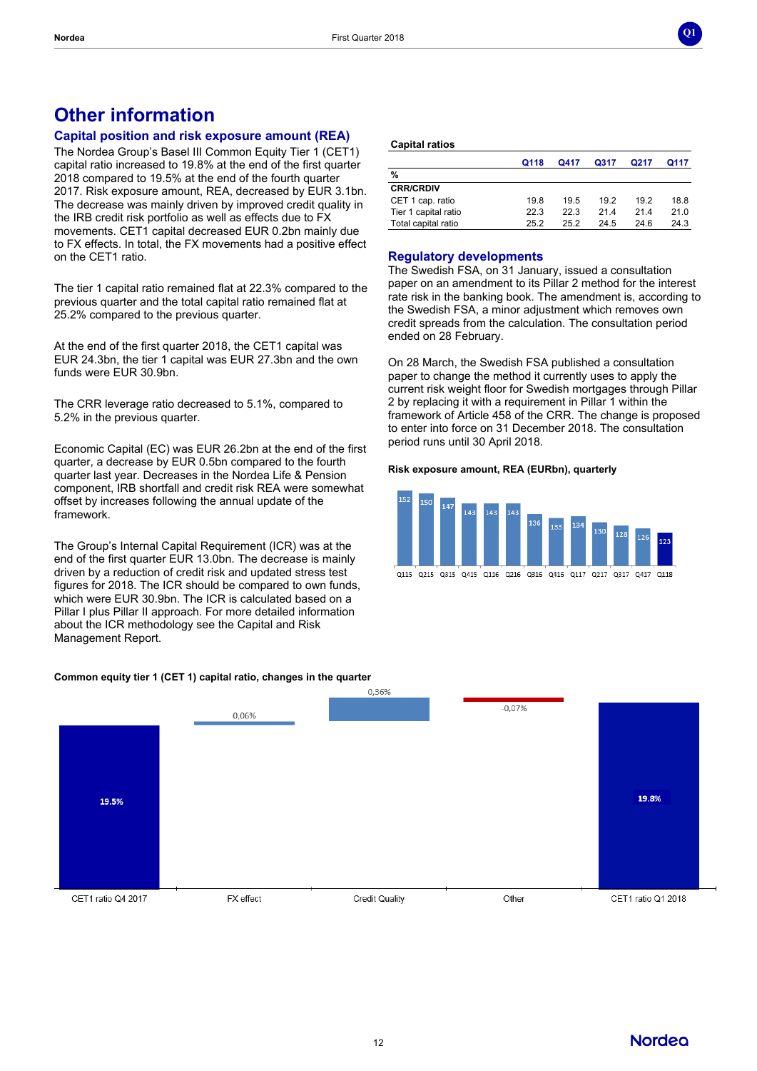# Other information

## Capital position and risk exposure amount (REA)

The Nordea Group's Basel III Common Equity Tier 1 (CET1) capital ratio increased to 19.8% at the end of the first quarter 2018 compared to 19.5% at the end of the fourth quarter 2017. Risk exposure amount, REA, decreased by EUR 3.1bn. The decrease was mainly driven by improved credit quality in the IRB credit risk portfolio as well as effects due to FX movements. CET1 capital decreased EUR 0.2bn mainly due to FX effects. In total, the FX movements had a positive effect on the CET1 ratio.

The tier 1 capital ratio remained flat at 22.3% compared to the previous quarter and the total capital ratio remained flat at 25.2% compared to the previous quarter.

At the end of the first quarter 2018, the CET1 capital was EUR 24.3bn, the tier 1 capital was EUR 27.3bn and the own funds were EUR 30.9bn.

The CRR leverage ratio decreased to 5.1%, compared to 5.2% in the previous quarter.

Economic Capital (EC) was EUR 26.2bn at the end of the first quarter, a decrease by EUR 0.5bn compared to the fourth quarter last year. Decreases in the Nordea Life & Pension component, IRB shortfall and credit risk REA were somewhat offset by increases following the annual update of the framework.

The Group's Internal Capital Requirement (ICR) was at the end of the first quarter EUR 13.0bn. The decrease is mainly driven by a reduction of credit risk and updated stress test figures for 2018. The ICR should be compared to own funds, which were EUR 30.9bn. The ICR is calculated based on a Pillar I plus Pillar II approach. For more detailed information about the ICR methodology see the Capital and Risk Management Report.

**Capital ratios**

| % | Q118 | Q417 | Q317 | Q217 | Q117 |
|---|---|---|---|---|---|
| **CRR/CRDIV** | | | | | |
| CET 1 cap. ratio | 19.8 | 19.5 | 19.2 | 19.2 | 18.8 |
| Tier 1 capital ratio | 22.3 | 22.3 | 21.4 | 21.4 | 21.0 |
| Total capital ratio | 25.2 | 25.2 | 24.5 | 24.6 | 24.3 |

## Regulatory developments

The Swedish FSA, on 31 January, issued a consultation paper on an amendment to its Pillar 2 method for the interest rate risk in the banking book. The amendment is, according to the Swedish FSA, a minor adjustment which removes own credit spreads from the calculation. The consultation period ended on 28 February.

On 28 March, the Swedish FSA published a consultation paper to change the method it currently uses to apply the current risk weight floor for Swedish mortgages through Pillar 2 by replacing it with a requirement in Pillar 1 within the framework of Article 458 of the CRR. The change is proposed to enter into force on 31 December 2018. The consultation period runs until 30 April 2018.

**Risk exposure amount, REA (EURbn), quarterly**

| Q115 | Q215 | Q315 | Q415 | Q116 | Q216 | Q316 | Q416 | Q117 | Q217 | Q317 | Q417 | Q118 |
|---|---|---|---|---|---|---|---|---|---|---|---|---|
| 152 | 150 | 147 | 143 | 143 | 143 | 136 | 133 | 134 | 130 | 128 | 126 | 123 |

**Common equity tier 1 (CET 1) capital ratio, changes in the quarter**

| CET1 ratio Q4 2017 | FX effect | Credit Quality | Other | CET1 ratio Q1 2018 |
|---|---|---|---|---|
| 19.5% | 0,06% | 0,36% | -0,07% | 19.8% |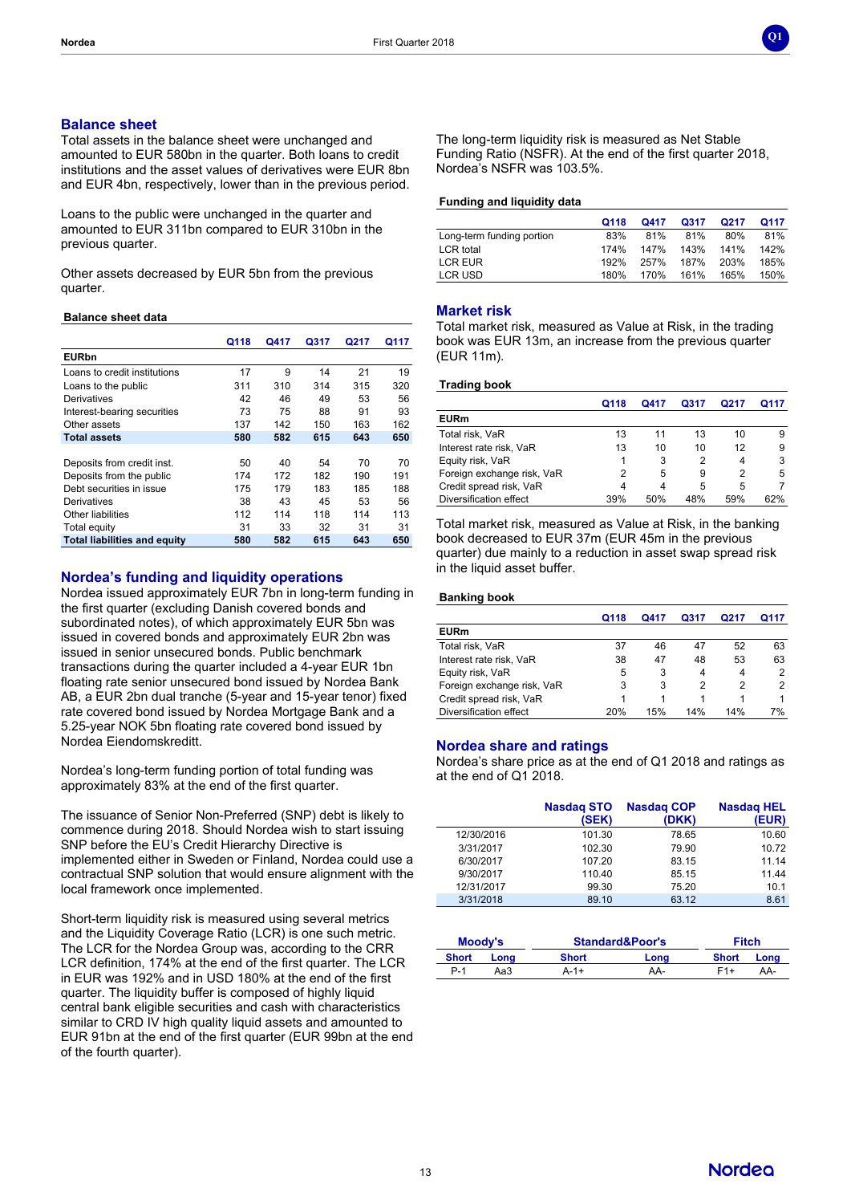## Balance sheet

Total assets in the balance sheet were unchanged and amounted to EUR 580bn in the quarter. Both loans to credit institutions and the asset values of derivatives were EUR 8bn and EUR 4bn, respectively, lower than in the previous period.

Loans to the public were unchanged in the quarter and amounted to EUR 311bn compared to EUR 310bn in the previous quarter.

Other assets decreased by EUR 5bn from the previous quarter.

**Balance sheet data**

| EURbn | Q118 | Q417 | Q317 | Q217 | Q117 |
|---|---|---|---|---|---|
| Loans to credit institutions | 17 | 9 | 14 | 21 | 19 |
| Loans to the public | 311 | 310 | 314 | 315 | 320 |
| Derivatives | 42 | 46 | 49 | 53 | 56 |
| Interest-bearing securities | 73 | 75 | 88 | 91 | 93 |
| Other assets | 137 | 142 | 150 | 163 | 162 |
| **Total assets** | **580** | **582** | **615** | **643** | **650** |
| | | | | | |
| Deposits from credit inst. | 50 | 40 | 54 | 70 | 70 |
| Deposits from the public | 174 | 172 | 182 | 190 | 191 |
| Debt securities in issue | 175 | 179 | 183 | 185 | 188 |
| Derivatives | 38 | 43 | 45 | 53 | 56 |
| Other liabilities | 112 | 114 | 118 | 114 | 113 |
| Total equity | 31 | 33 | 32 | 31 | 31 |
| **Total liabilities and equity** | **580** | **582** | **615** | **643** | **650** |

## Nordea's funding and liquidity operations

Nordea issued approximately EUR 7bn in long-term funding in the first quarter (excluding Danish covered bonds and subordinated notes), of which approximately EUR 5bn was issued in covered bonds and approximately EUR 2bn was issued in senior unsecured bonds. Public benchmark transactions during the quarter included a 4-year EUR 1bn floating rate senior unsecured bond issued by Nordea Bank AB, a EUR 2bn dual tranche (5-year and 15-year tenor) fixed rate covered bond issued by Nordea Mortgage Bank and a 5.25-year NOK 5bn floating rate covered bond issued by Nordea Eiendomskreditt.

Nordea's long-term funding portion of total funding was approximately 83% at the end of the first quarter.

The issuance of Senior Non-Preferred (SNP) debt is likely to commence during 2018. Should Nordea wish to start issuing SNP before the EU's Credit Hierarchy Directive is implemented either in Sweden or Finland, Nordea could use a contractual SNP solution that would ensure alignment with the local framework once implemented.

Short-term liquidity risk is measured using several metrics and the Liquidity Coverage Ratio (LCR) is one such metric. The LCR for the Nordea Group was, according to the CRR LCR definition, 174% at the end of the first quarter. The LCR in EUR was 192% and in USD 180% at the end of the first quarter. The liquidity buffer is composed of highly liquid central bank eligible securities and cash with characteristics similar to CRD IV high quality liquid assets and amounted to EUR 91bn at the end of the first quarter (EUR 99bn at the end of the fourth quarter).

The long-term liquidity risk is measured as Net Stable Funding Ratio (NSFR). At the end of the first quarter 2018, Nordea's NSFR was 103.5%.

**Funding and liquidity data**

| | Q118 | Q417 | Q317 | Q217 | Q117 |
|---|---|---|---|---|---|
| Long-term funding portion | 83% | 81% | 81% | 80% | 81% |
| LCR total | 174% | 147% | 143% | 141% | 142% |
| LCR EUR | 192% | 257% | 187% | 203% | 185% |
| LCR USD | 180% | 170% | 161% | 165% | 150% |

## Market risk

Total market risk, measured as Value at Risk, in the trading book was EUR 13m, an increase from the previous quarter (EUR 11m).

**Trading book**

| EURm | Q118 | Q417 | Q317 | Q217 | Q117 |
|---|---|---|---|---|---|
| Total risk, VaR | 13 | 11 | 13 | 10 | 9 |
| Interest rate risk, VaR | 13 | 10 | 10 | 12 | 9 |
| Equity risk, VaR | 1 | 3 | 2 | 4 | 3 |
| Foreign exchange risk, VaR | 2 | 5 | 9 | 2 | 5 |
| Credit spread risk, VaR | 4 | 4 | 5 | 5 | 7 |
| Diversification effect | 39% | 50% | 48% | 59% | 62% |

Total market risk, measured as Value at Risk, in the banking book decreased to EUR 37m (EUR 45m in the previous quarter) due mainly to a reduction in asset swap spread risk in the liquid asset buffer.

**Banking book**

| EURm | Q118 | Q417 | Q317 | Q217 | Q117 |
|---|---|---|---|---|---|
| Total risk, VaR | 37 | 46 | 47 | 52 | 63 |
| Interest rate risk, VaR | 38 | 47 | 48 | 53 | 63 |
| Equity risk, VaR | 5 | 3 | 4 | 4 | 2 |
| Foreign exchange risk, VaR | 3 | 3 | 2 | 2 | 2 |
| Credit spread risk, VaR | 1 | 1 | 1 | 1 | 1 |
| Diversification effect | 20% | 15% | 14% | 14% | 7% |

## Nordea share and ratings

Nordea's share price as at the end of Q1 2018 and ratings as at the end of Q1 2018.

| | Nasdaq STO (SEK) | Nasdaq COP (DKK) | Nasdaq HEL (EUR) |
|---|---|---|---|
| 12/30/2016 | 101.30 | 78.65 | 10.60 |
| 3/31/2017 | 102.30 | 79.90 | 10.72 |
| 6/30/2017 | 107.20 | 83.15 | 11.14 |
| 9/30/2017 | 110.40 | 85.15 | 11.44 |
| 12/31/2017 | 99.30 | 75.20 | 10.1 |
| 3/31/2018 | 89.10 | 63.12 | 8.61 |

| Moody's | | Standard&Poor's | | Fitch | |
|---|---|---|---|---|---|
| Short | Long | Short | Long | Short | Long |
| P-1 | Aa3 | A-1+ | AA- | F1+ | AA- |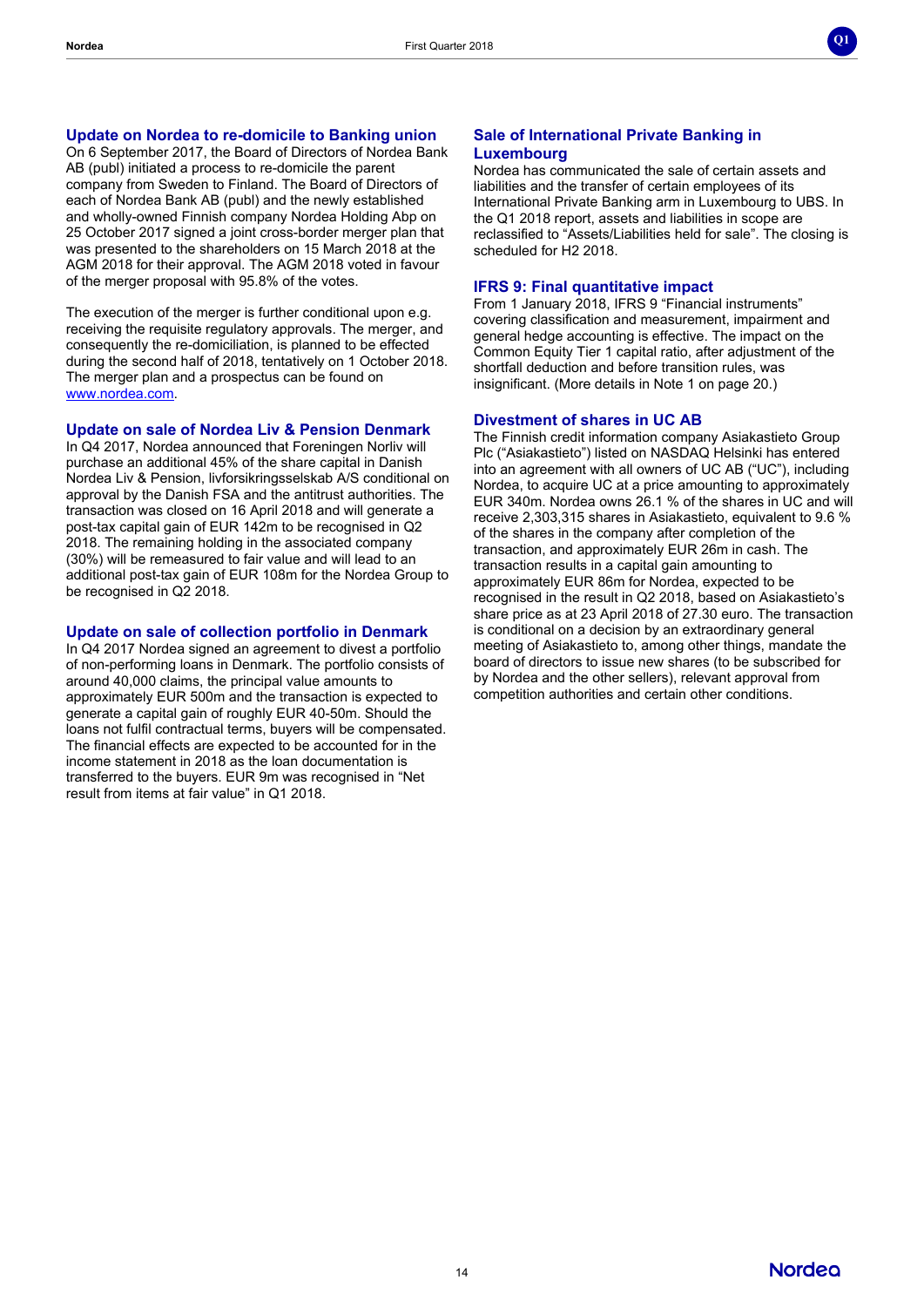### Update on Nordea to re-domicile to Banking union

On 6 September 2017, the Board of Directors of Nordea Bank AB (publ) initiated a process to re-domicile the parent company from Sweden to Finland. The Board of Directors of each of Nordea Bank AB (publ) and the newly established and wholly-owned Finnish company Nordea Holding Abp on 25 October 2017 signed a joint cross-border merger plan that was presented to the shareholders on 15 March 2018 at the AGM 2018 for their approval. The AGM 2018 voted in favour of the merger proposal with 95.8% of the votes.

The execution of the merger is further conditional upon e.g. receiving the requisite regulatory approvals. The merger, and consequently the re-domiciliation, is planned to be effected during the second half of 2018, tentatively on 1 October 2018. The merger plan and a prospectus can be found on www.nordea.com.

### Update on sale of Nordea Liv & Pension Denmark

In Q4 2017, Nordea announced that Foreningen Norliv will purchase an additional 45% of the share capital in Danish Nordea Liv & Pension, livforsikringsselskab A/S conditional on approval by the Danish FSA and the antitrust authorities. The transaction was closed on 16 April 2018 and will generate a post-tax capital gain of EUR 142m to be recognised in Q2 2018. The remaining holding in the associated company (30%) will be remeasured to fair value and will lead to an additional post-tax gain of EUR 108m for the Nordea Group to be recognised in Q2 2018.

### Update on sale of collection portfolio in Denmark

In Q4 2017 Nordea signed an agreement to divest a portfolio of non-performing loans in Denmark. The portfolio consists of around 40,000 claims, the principal value amounts to approximately EUR 500m and the transaction is expected to generate a capital gain of roughly EUR 40-50m. Should the loans not fulfil contractual terms, buyers will be compensated. The financial effects are expected to be accounted for in the income statement in 2018 as the loan documentation is transferred to the buyers. EUR 9m was recognised in "Net result from items at fair value" in Q1 2018.

### Sale of International Private Banking in Luxembourg

Nordea has communicated the sale of certain assets and liabilities and the transfer of certain employees of its International Private Banking arm in Luxembourg to UBS. In the Q1 2018 report, assets and liabilities in scope are reclassified to "Assets/Liabilities held for sale". The closing is scheduled for H2 2018.

### IFRS 9: Final quantitative impact

From 1 January 2018, IFRS 9 "Financial instruments" covering classification and measurement, impairment and general hedge accounting is effective. The impact on the Common Equity Tier 1 capital ratio, after adjustment of the shortfall deduction and before transition rules, was insignificant. (More details in Note 1 on page 20.)

### Divestment of shares in UC AB

The Finnish credit information company Asiakastieto Group Plc ("Asiakastieto") listed on NASDAQ Helsinki has entered into an agreement with all owners of UC AB ("UC"), including Nordea, to acquire UC at a price amounting to approximately EUR 340m. Nordea owns 26.1 % of the shares in UC and will receive 2,303,315 shares in Asiakastieto, equivalent to 9.6 % of the shares in the company after completion of the transaction, and approximately EUR 26m in cash. The transaction results in a capital gain amounting to approximately EUR 86m for Nordea, expected to be recognised in the result in Q2 2018, based on Asiakastieto's share price as at 23 April 2018 of 27.30 euro. The transaction is conditional on a decision by an extraordinary general meeting of Asiakastieto to, among other things, mandate the board of directors to issue new shares (to be subscribed for by Nordea and the other sellers), relevant approval from competition authorities and certain other conditions.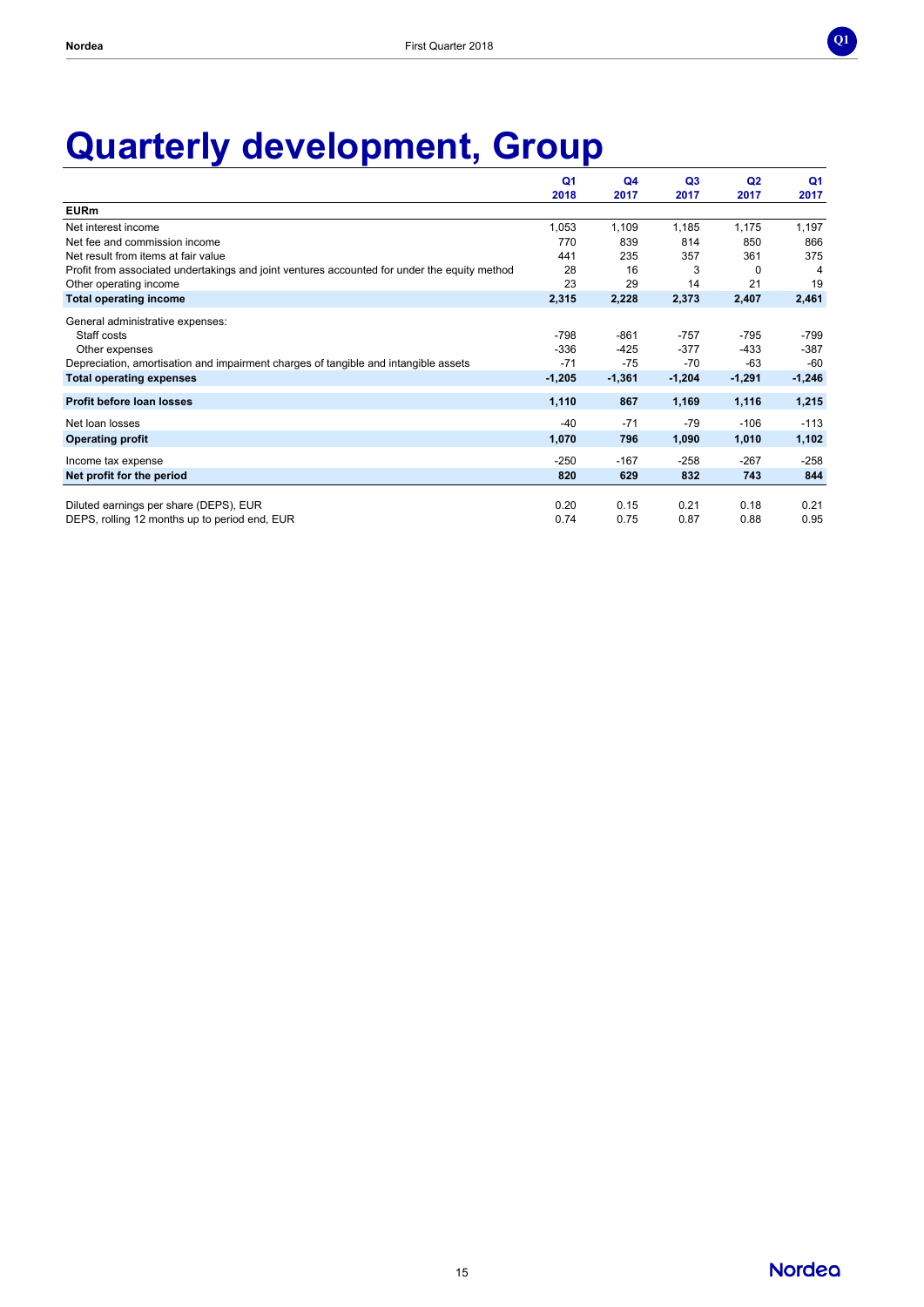# Quarterly development, Group

| EURm | Q1 2018 | Q4 2017 | Q3 2017 | Q2 2017 | Q1 2017 |
|---|---|---|---|---|---|
| Net interest income | 1,053 | 1,109 | 1,185 | 1,175 | 1,197 |
| Net fee and commission income | 770 | 839 | 814 | 850 | 866 |
| Net result from items at fair value | 441 | 235 | 357 | 361 | 375 |
| Profit from associated undertakings and joint ventures accounted for under the equity method | 28 | 16 | 3 | 0 | 4 |
| Other operating income | 23 | 29 | 14 | 21 | 19 |
| **Total operating income** | **2,315** | **2,228** | **2,373** | **2,407** | **2,461** |
| General administrative expenses: | | | | | |
| Staff costs | -798 | -861 | -757 | -795 | -799 |
| Other expenses | -336 | -425 | -377 | -433 | -387 |
| Depreciation, amortisation and impairment charges of tangible and intangible assets | -71 | -75 | -70 | -63 | -60 |
| **Total operating expenses** | **-1,205** | **-1,361** | **-1,204** | **-1,291** | **-1,246** |
| **Profit before loan losses** | **1,110** | **867** | **1,169** | **1,116** | **1,215** |
| Net loan losses | -40 | -71 | -79 | -106 | -113 |
| **Operating profit** | **1,070** | **796** | **1,090** | **1,010** | **1,102** |
| Income tax expense | -250 | -167 | -258 | -267 | -258 |
| **Net profit for the period** | **820** | **629** | **832** | **743** | **844** |
| Diluted earnings per share (DEPS), EUR | 0.20 | 0.15 | 0.21 | 0.18 | 0.21 |
| DEPS, rolling 12 months up to period end, EUR | 0.74 | 0.75 | 0.87 | 0.88 | 0.95 |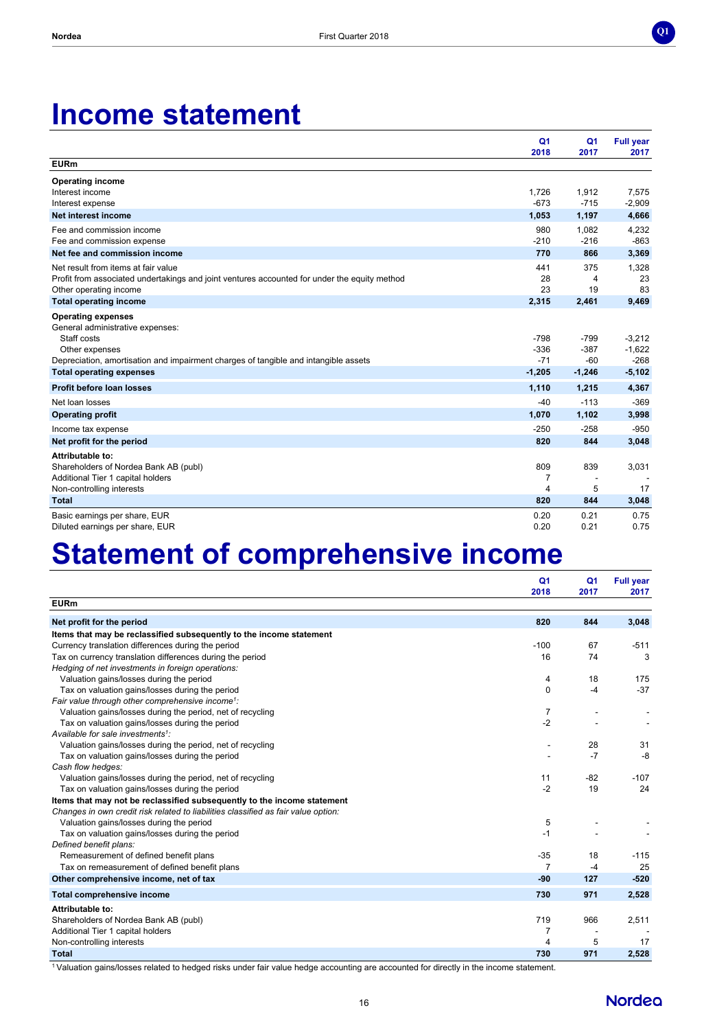# Income statement

| EURm | Q1 2018 | Q1 2017 | Full year 2017 |
|---|---|---|---|
| **Operating income** | | | |
| Interest income | 1,726 | 1,912 | 7,575 |
| Interest expense | -673 | -715 | -2,909 |
| **Net interest income** | **1,053** | **1,197** | **4,666** |
| Fee and commission income | 980 | 1,082 | 4,232 |
| Fee and commission expense | -210 | -216 | -863 |
| **Net fee and commission income** | **770** | **866** | **3,369** |
| Net result from items at fair value | 441 | 375 | 1,328 |
| Profit from associated undertakings and joint ventures accounted for under the equity method | 28 | 4 | 23 |
| Other operating income | 23 | 19 | 83 |
| **Total operating income** | **2,315** | **2,461** | **9,469** |
| **Operating expenses** | | | |
| General administrative expenses: | | | |
| Staff costs | -798 | -799 | -3,212 |
| Other expenses | -336 | -387 | -1,622 |
| Depreciation, amortisation and impairment charges of tangible and intangible assets | -71 | -60 | -268 |
| **Total operating expenses** | **-1,205** | **-1,246** | **-5,102** |
| **Profit before loan losses** | **1,110** | **1,215** | **4,367** |
| Net loan losses | -40 | -113 | -369 |
| **Operating profit** | **1,070** | **1,102** | **3,998** |
| Income tax expense | -250 | -258 | -950 |
| **Net profit for the period** | **820** | **844** | **3,048** |
| **Attributable to:** | | | |
| Shareholders of Nordea Bank AB (publ) | 809 | 839 | 3,031 |
| Additional Tier 1 capital holders | 7 | - | - |
| Non-controlling interests | 4 | 5 | 17 |
| **Total** | **820** | **844** | **3,048** |
| Basic earnings per share, EUR | 0.20 | 0.21 | 0.75 |
| Diluted earnings per share, EUR | 0.20 | 0.21 | 0.75 |

# Statement of comprehensive income

| EURm | Q1 2018 | Q1 2017 | Full year 2017 |
|---|---|---|---|
| **Net profit for the period** | **820** | **844** | **3,048** |
| **Items that may be reclassified subsequently to the income statement** | | | |
| Currency translation differences during the period | -100 | 67 | -511 |
| Tax on currency translation differences during the period | 16 | 74 | 3 |
| *Hedging of net investments in foreign operations:* | | | |
| Valuation gains/losses during the period | 4 | 18 | 175 |
| Tax on valuation gains/losses during the period | 0 | -4 | -37 |
| *Fair value through other comprehensive income[1]:* | | | |
| Valuation gains/losses during the period, net of recycling | 7 | - | - |
| Tax on valuation gains/losses during the period | -2 | - | - |
| *Available for sale investments[1]:* | | | |
| Valuation gains/losses during the period, net of recycling | - | 28 | 31 |
| Tax on valuation gains/losses during the period | - | -7 | -8 |
| *Cash flow hedges:* | | | |
| Valuation gains/losses during the period, net of recycling | 11 | -82 | -107 |
| Tax on valuation gains/losses during the period | -2 | 19 | 24 |
| **Items that may not be reclassified subsequently to the income statement** | | | |
| *Changes in own credit risk related to liabilities classified as fair value option:* | | | |
| Valuation gains/losses during the period | 5 | - | - |
| Tax on valuation gains/losses during the period | -1 | - | - |
| *Defined benefit plans:* | | | |
| Remeasurement of defined benefit plans | -35 | 18 | -115 |
| Tax on remeasurement of defined benefit plans | 7 | -4 | 25 |
| **Other comprehensive income, net of tax** | **-90** | **127** | **-520** |
| **Total comprehensive income** | **730** | **971** | **2,528** |
| **Attributable to:** | | | |
| Shareholders of Nordea Bank AB (publ) | 719 | 966 | 2,511 |
| Additional Tier 1 capital holders | 7 | - | - |
| Non-controlling interests | 4 | 5 | 17 |
| **Total** | **730** | **971** | **2,528** |

[1] Valuation gains/losses related to hedged risks under fair value hedge accounting are accounted for directly in the income statement.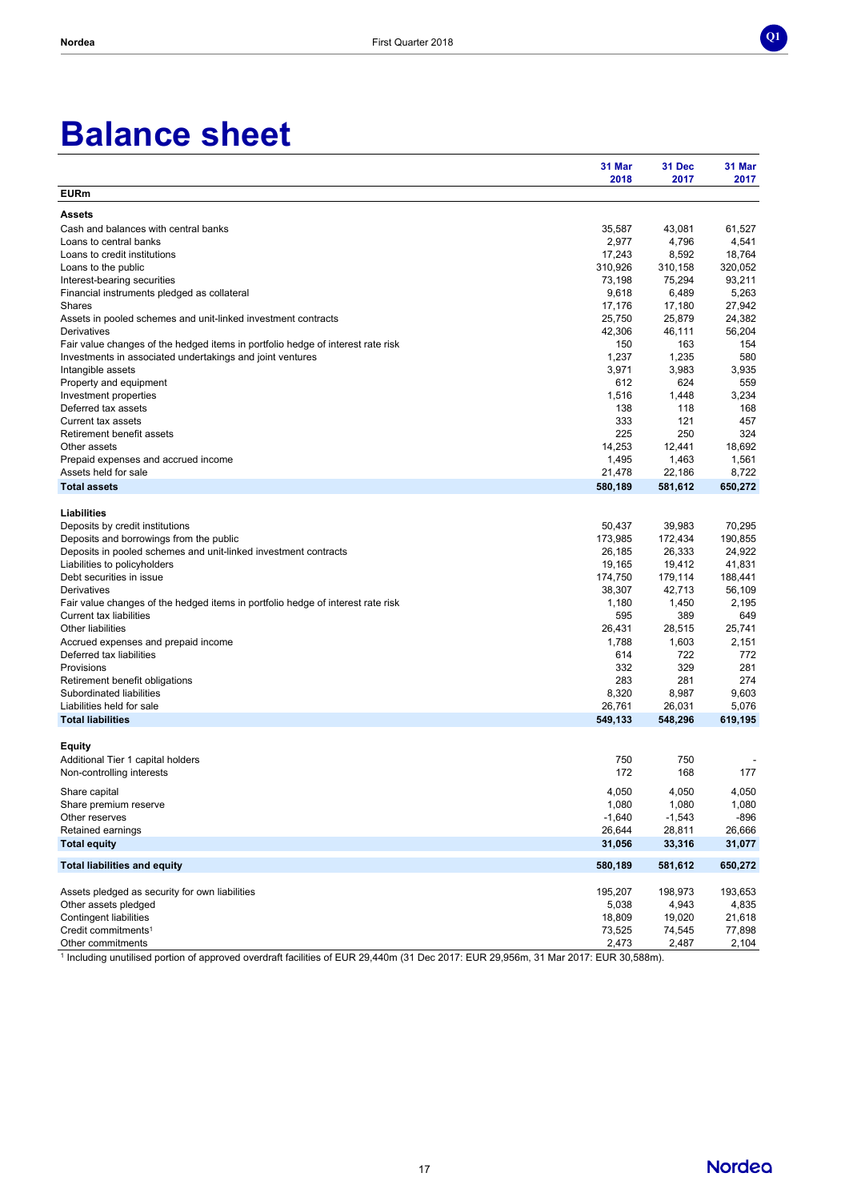# Balance sheet

| EURm | 31 Mar 2018 | 31 Dec 2017 | 31 Mar 2017 |
|---|---|---|---|
| **Assets** | | | |
| Cash and balances with central banks | 35,587 | 43,081 | 61,527 |
| Loans to central banks | 2,977 | 4,796 | 4,541 |
| Loans to credit institutions | 17,243 | 8,592 | 18,764 |
| Loans to the public | 310,926 | 310,158 | 320,052 |
| Interest-bearing securities | 73,198 | 75,294 | 93,211 |
| Financial instruments pledged as collateral | 9,618 | 6,489 | 5,263 |
| Shares | 17,176 | 17,180 | 27,942 |
| Assets in pooled schemes and unit-linked investment contracts | 25,750 | 25,879 | 24,382 |
| Derivatives | 42,306 | 46,111 | 56,204 |
| Fair value changes of the hedged items in portfolio hedge of interest rate risk | 150 | 163 | 154 |
| Investments in associated undertakings and joint ventures | 1,237 | 1,235 | 580 |
| Intangible assets | 3,971 | 3,983 | 3,935 |
| Property and equipment | 612 | 624 | 559 |
| Investment properties | 1,516 | 1,448 | 3,234 |
| Deferred tax assets | 138 | 118 | 168 |
| Current tax assets | 333 | 121 | 457 |
| Retirement benefit assets | 225 | 250 | 324 |
| Other assets | 14,253 | 12,441 | 18,692 |
| Prepaid expenses and accrued income | 1,495 | 1,463 | 1,561 |
| Assets held for sale | 21,478 | 22,186 | 8,722 |
| **Total assets** | **580,189** | **581,612** | **650,272** |
| | | | |
| **Liabilities** | | | |
| Deposits by credit institutions | 50,437 | 39,983 | 70,295 |
| Deposits and borrowings from the public | 173,985 | 172,434 | 190,855 |
| Deposits in pooled schemes and unit-linked investment contracts | 26,185 | 26,333 | 24,922 |
| Liabilities to policyholders | 19,165 | 19,412 | 41,831 |
| Debt securities in issue | 174,750 | 179,114 | 188,441 |
| Derivatives | 38,307 | 42,713 | 56,109 |
| Fair value changes of the hedged items in portfolio hedge of interest rate risk | 1,180 | 1,450 | 2,195 |
| Current tax liabilities | 595 | 389 | 649 |
| Other liabilities | 26,431 | 28,515 | 25,741 |
| Accrued expenses and prepaid income | 1,788 | 1,603 | 2,151 |
| Deferred tax liabilities | 614 | 722 | 772 |
| Provisions | 332 | 329 | 281 |
| Retirement benefit obligations | 283 | 281 | 274 |
| Subordinated liabilities | 8,320 | 8,987 | 9,603 |
| Liabilities held for sale | 26,761 | 26,031 | 5,076 |
| **Total liabilities** | **549,133** | **548,296** | **619,195** |
| | | | |
| **Equity** | | | |
| Additional Tier 1 capital holders | 750 | 750 | - |
| Non-controlling interests | 172 | 168 | 177 |
| | | | |
| Share capital | 4,050 | 4,050 | 4,050 |
| Share premium reserve | 1,080 | 1,080 | 1,080 |
| Other reserves | -1,640 | -1,543 | -896 |
| Retained earnings | 26,644 | 28,811 | 26,666 |
| **Total equity** | **31,056** | **33,316** | **31,077** |
| | | | |
| **Total liabilities and equity** | **580,189** | **581,612** | **650,272** |
| | | | |
| Assets pledged as security for own liabilities | 195,207 | 198,973 | 193,653 |
| Other assets pledged | 5,038 | 4,943 | 4,835 |
| Contingent liabilities | 18,809 | 19,020 | 21,618 |
| Credit commitments[1] | 73,525 | 74,545 | 77,898 |
| Other commitments | 2,473 | 2,487 | 2,104 |

[1] Including unutilised portion of approved overdraft facilities of EUR 29,440m (31 Dec 2017: EUR 29,956m, 31 Mar 2017: EUR 30,588m).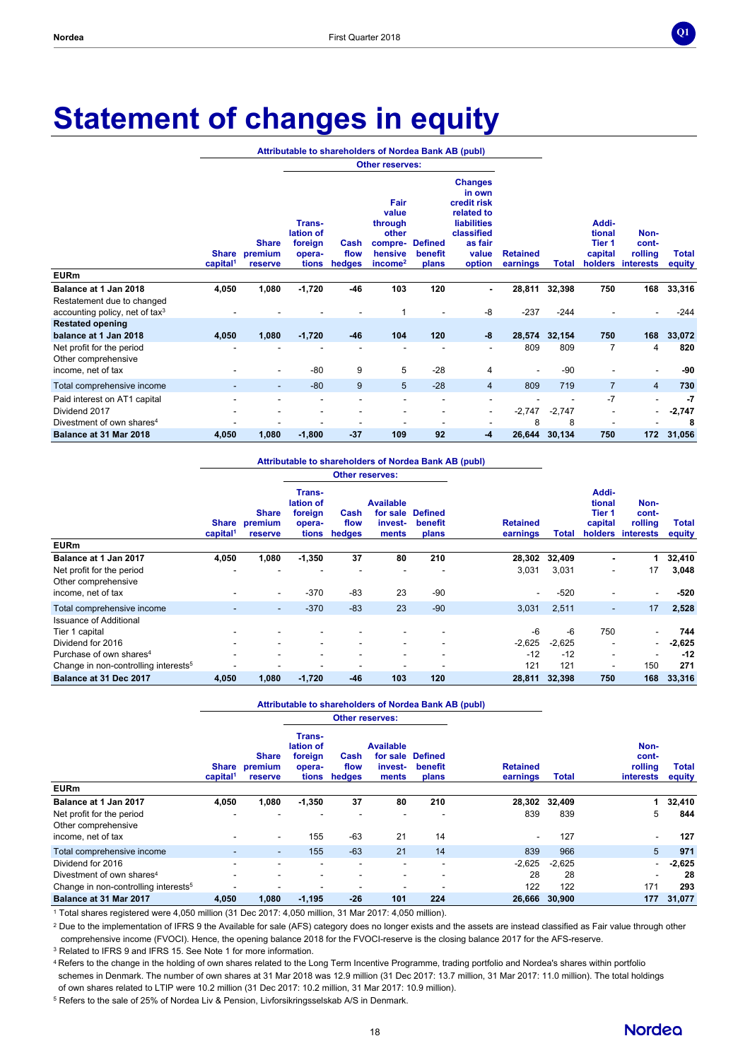# Statement of changes in equity

| EURm | Share capital[1] | Share premium reserve | Translation of foreign operations | Cash flow hedges | Fair value through other comprehensive income[2] | Defined benefit plans | Changes in own credit risk related to liabilities classified as fair value option | Retained earnings | Total | Additional Tier 1 capital holders | Non-controlling interests | Total equity |
|---|---|---|---|---|---|---|---|---|---|---|---|---|
| | Attributable to shareholders of Nordea Bank AB (publ) | | | | | | | | | | | |
| | | | Other reserves: | | | | | | | | | |
| **Balance at 1 Jan 2018** | **4,050** | **1,080** | **-1,720** | **-46** | **103** | **120** | **-** | **28,811** | **32,398** | **750** | **168** | **33,316** |
| Restatement due to changed accounting policy, net of tax[3] | - | - | - | - | 1 | - | -8 | -237 | -244 | - | - | -244 |
| **Restated opening balance at 1 Jan 2018** | **4,050** | **1,080** | **-1,720** | **-46** | **104** | **120** | **-8** | **28,574** | **32,154** | **750** | **168** | **33,072** |
| Net profit for the period | - | - | - | - | - | - | - | 809 | 809 | 7 | 4 | **820** |
| Other comprehensive income, net of tax | - | - | -80 | 9 | 5 | -28 | 4 | - | -90 | - | - | **-90** |
| Total comprehensive income | - | - | -80 | 9 | 5 | -28 | 4 | 809 | 719 | 7 | 4 | **730** |
| Paid interest on AT1 capital | - | - | - | - | - | - | - | - | - | -7 | - | **-7** |
| Dividend 2017 | - | - | - | - | - | - | - | -2,747 | -2,747 | - | - | **-2,747** |
| Divestment of own shares[4] | - | - | - | - | - | - | - | 8 | 8 | - | - | **8** |
| **Balance at 31 Mar 2018** | **4,050** | **1,080** | **-1,800** | **-37** | **109** | **92** | **-4** | **26,644** | **30,134** | **750** | **172** | **31,056** |

| EURm | Share capital[1] | Share premium reserve | Translation of foreign operations | Cash flow hedges | Available for sale investments | Defined benefit plans | Retained earnings | Total | Additional Tier 1 capital holders | Non-controlling interests | Total equity |
|---|---|---|---|---|---|---|---|---|---|---|---|
| | Attributable to shareholders of Nordea Bank AB (publ) | | | | | | | | | | |
| | | | Other reserves: | | | | | | | | |
| **Balance at 1 Jan 2017** | **4,050** | **1,080** | **-1,350** | **37** | **80** | **210** | **28,302** | **32,409** | **-** | **1** | **32,410** |
| Net profit for the period | - | - | - | - | - | - | 3,031 | 3,031 | - | 17 | **3,048** |
| Other comprehensive income, net of tax | - | - | -370 | -83 | 23 | -90 | - | -520 | - | - | **-520** |
| Total comprehensive income | - | - | -370 | -83 | 23 | -90 | 3,031 | 2,511 | - | 17 | **2,528** |
| Issuance of Additional Tier 1 capital | - | - | - | - | - | - | -6 | -6 | 750 | - | **744** |
| Dividend for 2016 | - | - | - | - | - | - | -2,625 | -2,625 | - | - | **-2,625** |
| Purchase of own shares[4] | - | - | - | - | - | - | -12 | -12 | - | - | **-12** |
| Change in non-controlling interests[5] | - | - | - | - | - | - | 121 | 121 | - | 150 | **271** |
| **Balance at 31 Dec 2017** | **4,050** | **1,080** | **-1,720** | **-46** | **103** | **120** | **28,811** | **32,398** | **750** | **168** | **33,316** |

| EURm | Share capital[1] | Share premium reserve | Translation of foreign operations | Cash flow hedges | Available for sale investments | Defined benefit plans | Retained earnings | Total | Non-controlling interests | Total equity |
|---|---|---|---|---|---|---|---|---|---|---|
| | Attributable to shareholders of Nordea Bank AB (publ) | | | | | | | | | |
| | | | Other reserves: | | | | | | | |
| **Balance at 1 Jan 2017** | **4,050** | **1,080** | **-1,350** | **37** | **80** | **210** | **28,302** | **32,409** | **1** | **32,410** |
| Net profit for the period | - | - | - | - | - | - | 839 | 839 | 5 | **844** |
| Other comprehensive income, net of tax | - | - | 155 | -63 | 21 | 14 | - | 127 | - | **127** |
| Total comprehensive income | - | - | 155 | -63 | 21 | 14 | 839 | 966 | 5 | **971** |
| Dividend for 2016 | - | - | - | - | - | - | -2,625 | -2,625 | - | **-2,625** |
| Divestment of own shares[4] | - | - | - | - | - | - | 28 | 28 | - | **28** |
| Change in non-controlling interests[5] | - | - | - | - | - | - | 122 | 122 | 171 | **293** |
| **Balance at 31 Mar 2017** | **4,050** | **1,080** | **-1,195** | **-26** | **101** | **224** | **26,666** | **30,900** | **177** | **31,077** |

[1] Total shares registered were 4,050 million (31 Dec 2017: 4,050 million, 31 Mar 2017: 4,050 million).

[2] Due to the implementation of IFRS 9 the Available for sale (AFS) category does no longer exists and the assets are instead classified as Fair value through other comprehensive income (FVOCI). Hence, the opening balance 2018 for the FVOCI-reserve is the closing balance 2017 for the AFS-reserve.

[3] Related to IFRS 9 and IFRS 15. See Note 1 for more information.

[4] Refers to the change in the holding of own shares related to the Long Term Incentive Programme, trading portfolio and Nordea's shares within portfolio schemes in Denmark. The number of own shares at 31 Mar 2018 was 12.9 million (31 Dec 2017: 13.7 million, 31 Mar 2017: 11.0 million). The total holdings of own shares related to LTIP were 10.2 million (31 Dec 2017: 10.2 million, 31 Mar 2017: 10.9 million).

[5] Refers to the sale of 25% of Nordea Liv & Pension, Livforsikringsselskab A/S in Denmark.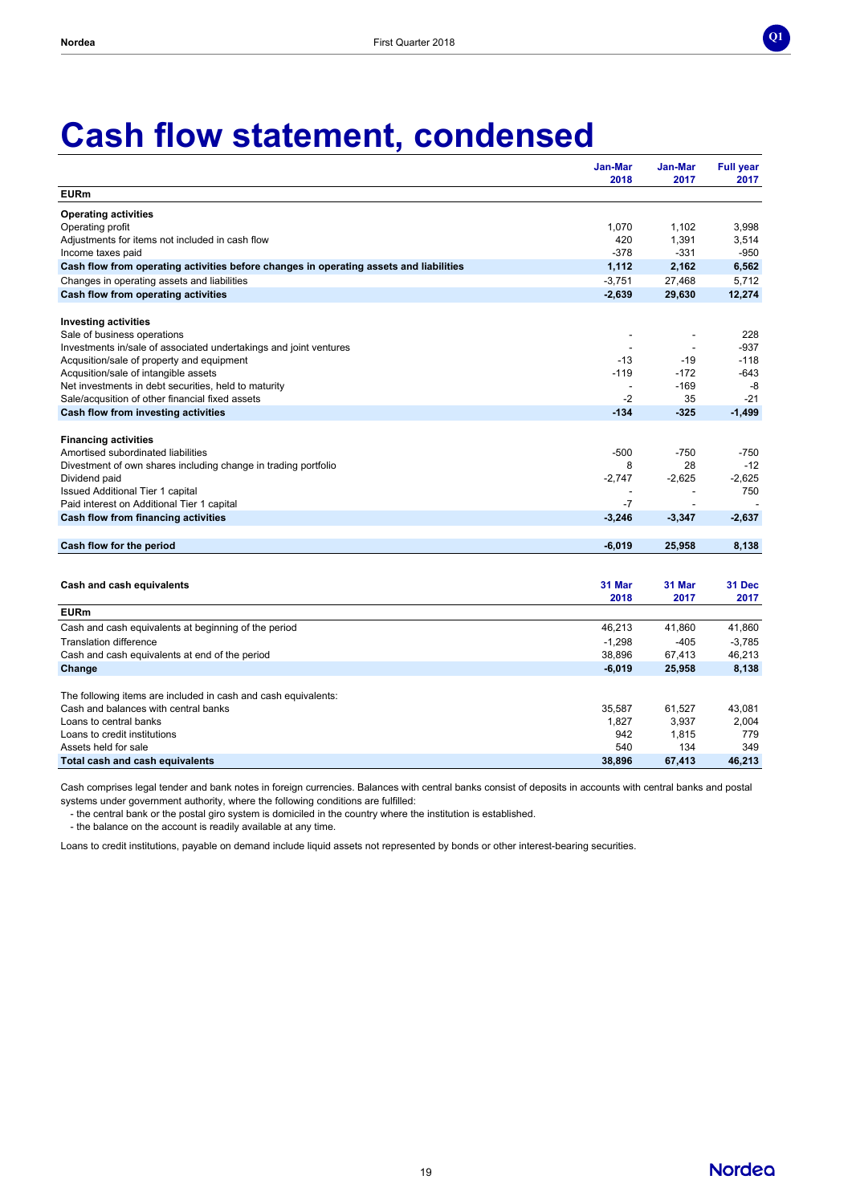# Cash flow statement, condensed

| EURm | Jan-Mar 2018 | Jan-Mar 2017 | Full year 2017 |
|---|---|---|---|
| **Operating activities** | | | |
| Operating profit | 1,070 | 1,102 | 3,998 |
| Adjustments for items not included in cash flow | 420 | 1,391 | 3,514 |
| Income taxes paid | -378 | -331 | -950 |
| **Cash flow from operating activities before changes in operating assets and liabilities** | **1,112** | **2,162** | **6,562** |
| Changes in operating assets and liabilities | -3,751 | 27,468 | 5,712 |
| **Cash flow from operating activities** | **-2,639** | **29,630** | **12,274** |
| | | | |
| **Investing activities** | | | |
| Sale of business operations | - | - | 228 |
| Investments in/sale of associated undertakings and joint ventures | - | - | -937 |
| Acqusition/sale of property and equipment | -13 | -19 | -118 |
| Acquisition/sale of intangible assets | -119 | -172 | -643 |
| Net investments in debt securities, held to maturity | - | -169 | -8 |
| Sale/acqusition of other financial fixed assets | -2 | 35 | -21 |
| **Cash flow from investing activities** | **-134** | **-325** | **-1,499** |
| | | | |
| **Financing activities** | | | |
| Amortised subordinated liabilities | -500 | -750 | -750 |
| Divestment of own shares including change in trading portfolio | 8 | 28 | -12 |
| Dividend paid | -2,747 | -2,625 | -2,625 |
| Issued Additional Tier 1 capital | - | - | 750 |
| Paid interest on Additional Tier 1 capital | -7 | - | - |
| **Cash flow from financing activities** | **-3,246** | **-3,347** | **-2,637** |
| | | | |
| **Cash flow for the period** | **-6,019** | **25,958** | **8,138** |

| **Cash and cash equivalents** EURm | 31 Mar 2018 | 31 Mar 2017 | 31 Dec 2017 |
|---|---|---|---|
| Cash and cash equivalents at beginning of the period | 46,213 | 41,860 | 41,860 |
| Translation difference | -1,298 | -405 | -3,785 |
| Cash and cash equivalents at end of the period | 38,896 | 67,413 | 46,213 |
| **Change** | **-6,019** | **25,958** | **8,138** |
| | | | |
| The following items are included in cash and cash equivalents: | | | |
| Cash and balances with central banks | 35,587 | 61,527 | 43,081 |
| Loans to central banks | 1,827 | 3,937 | 2,004 |
| Loans to credit institutions | 942 | 1,815 | 779 |
| Assets held for sale | 540 | 134 | 349 |
| **Total cash and cash equivalents** | **38,896** | **67,413** | **46,213** |

Cash comprises legal tender and bank notes in foreign currencies. Balances with central banks consist of deposits in accounts with central banks and postal systems under government authority, where the following conditions are fulfilled:
- the central bank or the postal giro system is domiciled in the country where the institution is established.
- the balance on the account is readily available at any time.

Loans to credit institutions, payable on demand include liquid assets not represented by bonds or other interest-bearing securities.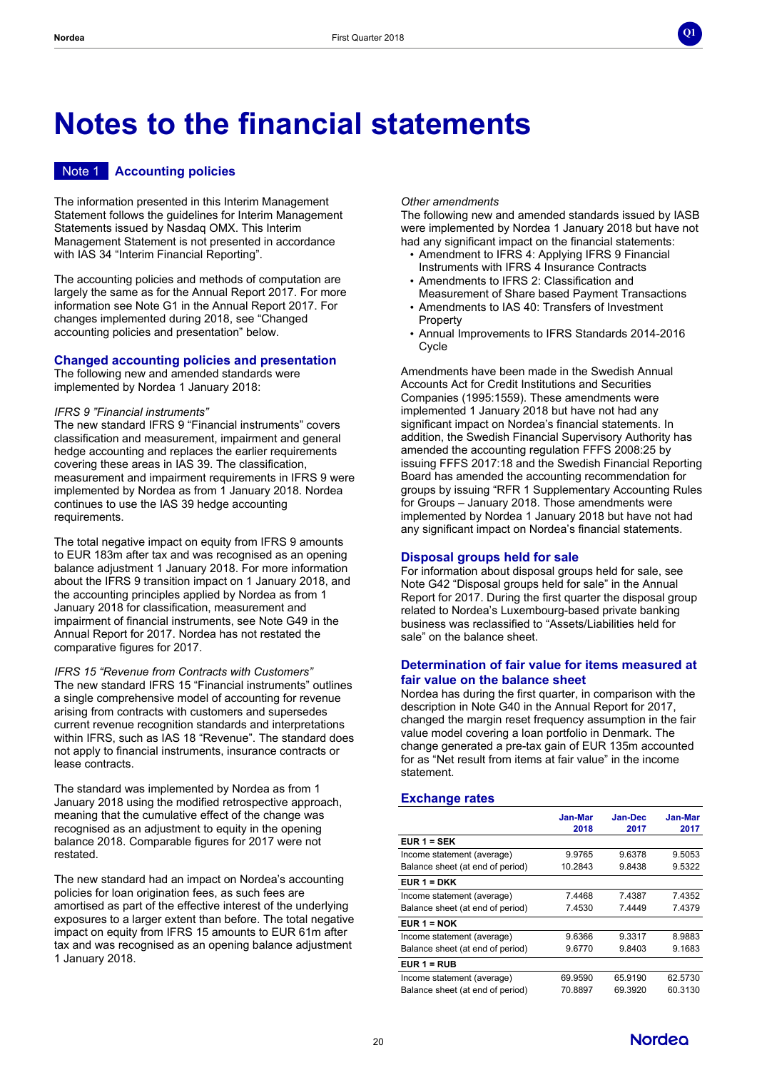# Notes to the financial statements

## Note 1 Accounting policies

The information presented in this Interim Management Statement follows the guidelines for Interim Management Statements issued by Nasdaq OMX. This Interim Management Statement is not presented in accordance with IAS 34 "Interim Financial Reporting".

The accounting policies and methods of computation are largely the same as for the Annual Report 2017. For more information see Note G1 in the Annual Report 2017. For changes implemented during 2018, see "Changed accounting policies and presentation" below.

### Changed accounting policies and presentation

The following new and amended standards were implemented by Nordea 1 January 2018:

*IFRS 9 "Financial instruments"*

The new standard IFRS 9 "Financial instruments" covers classification and measurement, impairment and general hedge accounting and replaces the earlier requirements covering these areas in IAS 39. The classification, measurement and impairment requirements in IFRS 9 were implemented by Nordea as from 1 January 2018. Nordea continues to use the IAS 39 hedge accounting requirements.

The total negative impact on equity from IFRS 9 amounts to EUR 183m after tax and was recognised as an opening balance adjustment 1 January 2018. For more information about the IFRS 9 transition impact on 1 January 2018, and the accounting principles applied by Nordea as from 1 January 2018 for classification, measurement and impairment of financial instruments, see Note G49 in the Annual Report for 2017. Nordea has not restated the comparative figures for 2017.

*IFRS 15 "Revenue from Contracts with Customers"*

The new standard IFRS 15 "Financial instruments" outlines a single comprehensive model of accounting for revenue arising from contracts with customers and supersedes current revenue recognition standards and interpretations within IFRS, such as IAS 18 "Revenue". The standard does not apply to financial instruments, insurance contracts or lease contracts.

The standard was implemented by Nordea as from 1 January 2018 using the modified retrospective approach, meaning that the cumulative effect of the change was recognised as an adjustment to equity in the opening balance 2018. Comparable figures for 2017 were not restated.

The new standard had an impact on Nordea's accounting policies for loan origination fees, as such fees are amortised as part of the effective interest of the underlying exposures to a larger extent than before. The total negative impact on equity from IFRS 15 amounts to EUR 61m after tax and was recognised as an opening balance adjustment 1 January 2018.

*Other amendments*

The following new and amended standards issued by IASB were implemented by Nordea 1 January 2018 but have not had any significant impact on the financial statements:

- Amendment to IFRS 4: Applying IFRS 9 Financial Instruments with IFRS 4 Insurance Contracts
- Amendments to IFRS 2: Classification and Measurement of Share based Payment Transactions
- Amendments to IAS 40: Transfers of Investment Property
- Annual Improvements to IFRS Standards 2014-2016 Cycle

Amendments have been made in the Swedish Annual Accounts Act for Credit Institutions and Securities Companies (1995:1559). These amendments were implemented 1 January 2018 but have not had any significant impact on Nordea's financial statements. In addition, the Swedish Financial Supervisory Authority has amended the accounting regulation FFFS 2008:25 by issuing FFFS 2017:18 and the Swedish Financial Reporting Board has amended the accounting recommendation for groups by issuing "RFR 1 Supplementary Accounting Rules for Groups – January 2018. Those amendments were implemented by Nordea 1 January 2018 but have not had any significant impact on Nordea's financial statements.

### Disposal groups held for sale

For information about disposal groups held for sale, see Note G42 "Disposal groups held for sale" in the Annual Report for 2017. During the first quarter the disposal group related to Nordea's Luxembourg-based private banking business was reclassified to "Assets/Liabilities held for sale" on the balance sheet.

### Determination of fair value for items measured at fair value on the balance sheet

Nordea has during the first quarter, in comparison with the description in Note G40 in the Annual Report for 2017, changed the margin reset frequency assumption in the fair value model covering a loan portfolio in Denmark. The change generated a pre-tax gain of EUR 135m accounted for as "Net result from items at fair value" in the income statement.

### Exchange rates

| | Jan-Mar 2018 | Jan-Dec 2017 | Jan-Mar 2017 |
|---|---|---|---|
| **EUR 1 = SEK** | | | |
| Income statement (average) | 9.9765 | 9.6378 | 9.5053 |
| Balance sheet (at end of period) | 10.2843 | 9.8438 | 9.5322 |
| **EUR 1 = DKK** | | | |
| Income statement (average) | 7.4468 | 7.4387 | 7.4352 |
| Balance sheet (at end of period) | 7.4530 | 7.4449 | 7.4379 |
| **EUR 1 = NOK** | | | |
| Income statement (average) | 9.6366 | 9.3317 | 8.9883 |
| Balance sheet (at end of period) | 9.6770 | 9.8403 | 9.1683 |
| **EUR 1 = RUB** | | | |
| Income statement (average) | 69.9590 | 65.9190 | 62.5730 |
| Balance sheet (at end of period) | 70.8897 | 69.3920 | 60.3130 |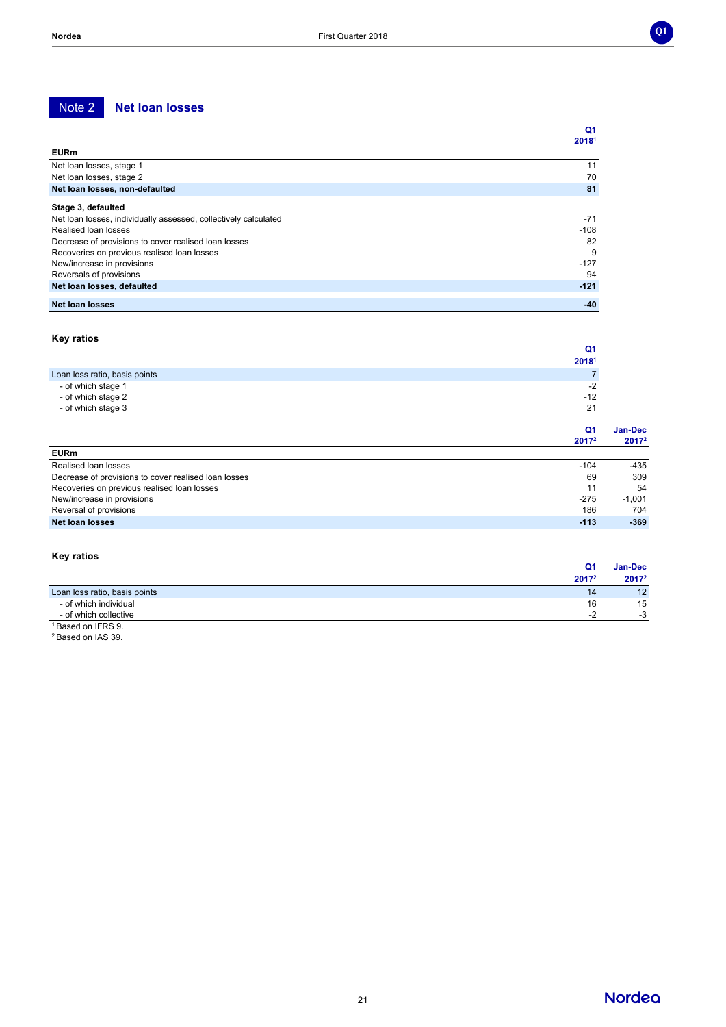## Note 2 Net loan losses

| EURm | Q1 2018[1] |
|---|---|
| Net loan losses, stage 1 | 11 |
| Net loan losses, stage 2 | 70 |
| **Net loan losses, non-defaulted** | **81** |
| **Stage 3, defaulted** | |
| Net loan losses, individually assessed, collectively calculated | -71 |
| Realised loan losses | -108 |
| Decrease of provisions to cover realised loan losses | 82 |
| Recoveries on previous realised loan losses | 9 |
| New/increase in provisions | -127 |
| Reversals of provisions | 94 |
| **Net loan losses, defaulted** | **-121** |
| **Net loan losses** | **-40** |

### Key ratios

| | Q1 2018[1] |
|---|---|
| Loan loss ratio, basis points | 7 |
| - of which stage 1 | -2 |
| - of which stage 2 | -12 |
| - of which stage 3 | 21 |

| EURm | Q1 2017[2] | Jan-Dec 2017[2] |
|---|---|---|
| Realised loan losses | -104 | -435 |
| Decrease of provisions to cover realised loan losses | 69 | 309 |
| Recoveries on previous realised loan losses | 11 | 54 |
| New/increase in provisions | -275 | -1,001 |
| Reversal of provisions | 186 | 704 |
| **Net loan losses** | **-113** | **-369** |

### Key ratios

| | Q1 2017[2] | Jan-Dec 2017[2] |
|---|---|---|
| Loan loss ratio, basis points | 14 | 12 |
| - of which individual | 16 | 15 |
| - of which collective | -2 | -3 |

[1] Based on IFRS 9.

[2] Based on IAS 39.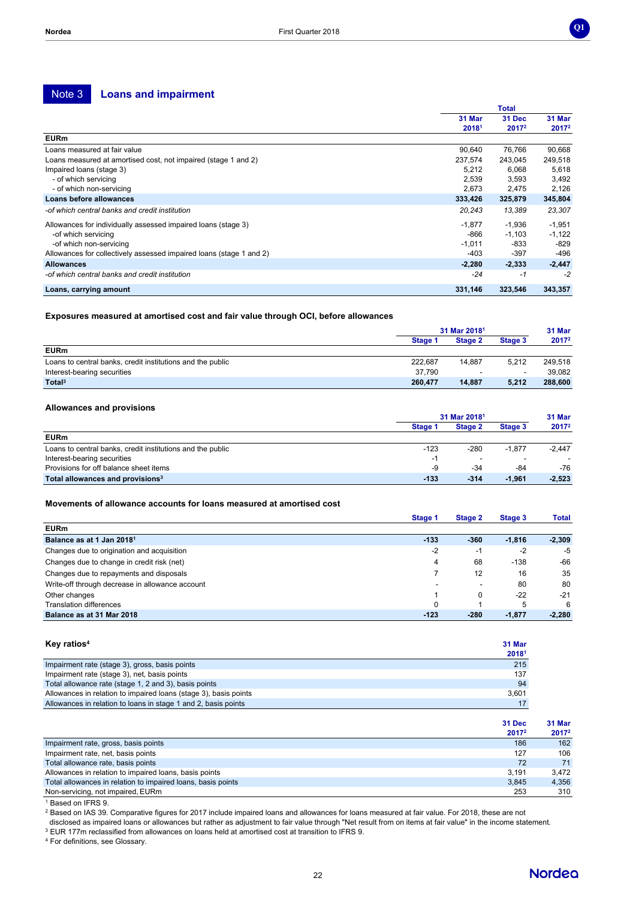## Note 3 Loans and impairment

| EURm | Total 31 Mar 2018[1] | 31 Dec 2017[2] | 31 Mar 2017[2] |
|---|---|---|---|
| Loans measured at fair value | 90,640 | 76,766 | 90,668 |
| Loans measured at amortised cost, not impaired (stage 1 and 2) | 237,574 | 243,045 | 249,518 |
| Impaired loans (stage 3) | 5,212 | 6,068 | 5,618 |
| - of which servicing | 2,539 | 3,593 | 3,492 |
| - of which non-servicing | 2,673 | 2,475 | 2,126 |
| **Loans before allowances** | **333,426** | **325,879** | **345,804** |
| *-of which central banks and credit institution* | *20,243* | *13,389* | *23,307* |
| Allowances for individually assessed impaired loans (stage 3) | -1,877 | -1,936 | -1,951 |
| -of which servicing | -866 | -1,103 | -1,122 |
| -of which non-servicing | -1,011 | -833 | -829 |
| Allowances for collectively assessed impaired loans (stage 1 and 2) | -403 | -397 | -496 |
| **Allowances** | **-2,280** | **-2,333** | **-2,447** |
| *-of which central banks and credit institution* | *-24* | *-1* | *-2* |
| **Loans, carrying amount** | **331,146** | **323,546** | **343,357** |

### Exposures measured at amortised cost and fair value through OCI, before allowances

| | 31 Mar 2018[1] | | | 31 Mar |
|---|---|---|---|---|
| EURm | Stage 1 | Stage 2 | Stage 3 | 2017[2] |
| Loans to central banks, credit institutions and the public | 222,687 | 14,887 | 5,212 | 249,518 |
| Interest-bearing securities | 37,790 | - | - | 39,082 |
| **Total[3]** | **260,477** | **14,887** | **5,212** | **288,600** |

### Allowances and provisions

| | 31 Mar 2018[1] | | | 31 Mar |
|---|---|---|---|---|
| EURm | Stage 1 | Stage 2 | Stage 3 | 2017[2] |
| Loans to central banks, credit institutions and the public | -123 | -280 | -1,877 | -2,447 |
| Interest-bearing securities | -1 | - | - | - |
| Provisions for off balance sheet items | -9 | -34 | -84 | -76 |
| **Total allowances and provisions[3]** | **-133** | **-314** | **-1,961** | **-2,523** |

### Movements of allowance accounts for loans measured at amortised cost

| EURm | Stage 1 | Stage 2 | Stage 3 | Total |
|---|---|---|---|---|
| **Balance as at 1 Jan 2018[1]** | **-133** | **-360** | **-1,816** | **-2,309** |
| Changes due to origination and acquisition | -2 | -1 | -2 | -5 |
| Changes due to change in credit risk (net) | 4 | 68 | -138 | -66 |
| Changes due to repayments and disposals | 7 | 12 | 16 | 35 |
| Write-off through decrease in allowance account | - | - | 80 | 80 |
| Other changes | 1 | 0 | -22 | -21 |
| Translation differences | 0 | 1 | 5 | 6 |
| **Balance as at 31 Mar 2018** | **-123** | **-280** | **-1,877** | **-2,280** |

### Key ratios[4]

| | 31 Mar 2018[1] |
|---|---|
| Impairment rate (stage 3), gross, basis points | 215 |
| Impairment rate (stage 3), net, basis points | 137 |
| Total allowance rate (stage 1, 2 and 3), basis points | 94 |
| Allowances in relation to impaired loans (stage 3), basis points | 3,601 |
| Allowances in relation to loans in stage 1 and 2, basis points | 17 |

| | 31 Dec 2017[2] | 31 Mar 2017[2] |
|---|---|---|
| Impairment rate, gross, basis points | 186 | 162 |
| Impairment rate, net, basis points | 127 | 106 |
| Total allowance rate, basis points | 72 | 71 |
| Allowances in relation to impaired loans, basis points | 3,191 | 3,472 |
| Total allowances in relation to impaired loans, basis points | 3,845 | 4,356 |
| Non-servicing, not impaired, EURm | 253 | 310 |

[1] Based on IFRS 9.
[2] Based on IAS 39. Comparative figures for 2017 include impaired loans and allowances for loans measured at fair value. For 2018, these are not disclosed as impaired loans or allowances but rather as adjustment to fair value through "Net result from on items at fair value" in the income statement.
[3] EUR 177m reclassified from allowances on loans held at amortised cost at transition to IFRS 9.
[4] For definitions, see Glossary.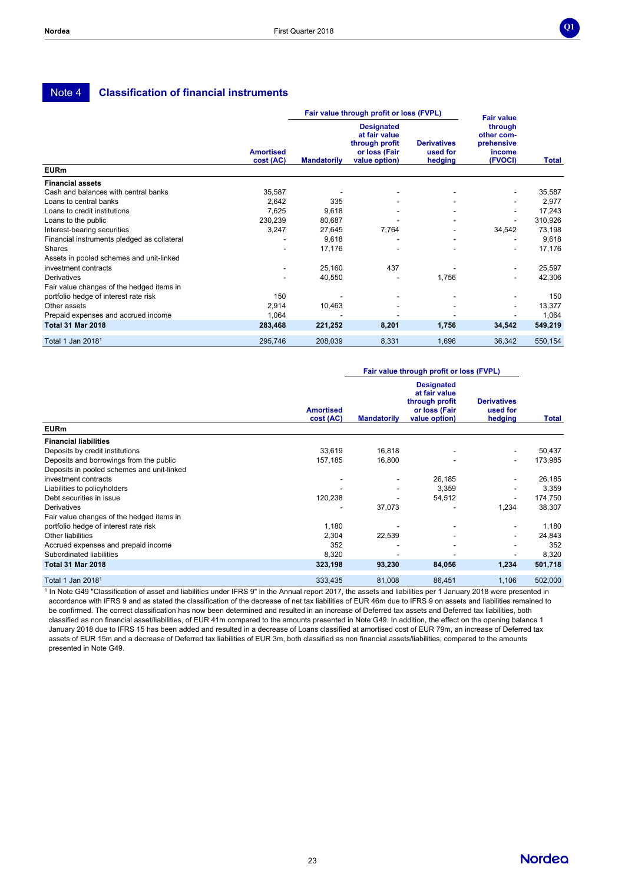## Note 4 Classification of financial instruments

| EURm | Amortised cost (AC) | Fair value through profit or loss (FVPL) Mandatorily | Designated at fair value through profit or loss (Fair value option) | Derivatives used for hedging | Fair value through other comprehensive income (FVOCI) | Total |
|---|---|---|---|---|---|---|
| **Financial assets** | | | | | | |
| Cash and balances with central banks | 35,587 | - | - | - | - | 35,587 |
| Loans to central banks | 2,642 | 335 | - | - | - | 2,977 |
| Loans to credit institutions | 7,625 | 9,618 | - | - | - | 17,243 |
| Loans to the public | 230,239 | 80,687 | - | - | - | 310,926 |
| Interest-bearing securities | 3,247 | 27,645 | 7,764 | - | 34,542 | 73,198 |
| Financial instruments pledged as collateral | - | 9,618 | - | - | - | 9,618 |
| Shares | - | 17,176 | - | - | - | 17,176 |
| Assets in pooled schemes and unit-linked investment contracts | - | 25,160 | 437 | - | - | 25,597 |
| Derivatives | - | 40,550 | - | 1,756 | - | 42,306 |
| Fair value changes of the hedged items in portfolio hedge of interest rate risk | 150 | - | - | - | - | 150 |
| Other assets | 2,914 | 10,463 | - | - | - | 13,377 |
| Prepaid expenses and accrued income | 1,064 | - | - | - | - | 1,064 |
| **Total 31 Mar 2018** | **283,468** | **221,252** | **8,201** | **1,756** | **34,542** | **549,219** |
| Total 1 Jan 2018[1] | 295,746 | 208,039 | 8,331 | 1,696 | 36,342 | 550,154 |

| EURm | Amortised cost (AC) | Fair value through profit or loss (FVPL) Mandatorily | Designated at fair value through profit or loss (Fair value option) | Derivatives used for hedging | Total |
|---|---|---|---|---|---|
| **Financial liabilities** | | | | | |
| Deposits by credit institutions | 33,619 | 16,818 | - | - | 50,437 |
| Deposits and borrowings from the public | 157,185 | 16,800 | - | - | 173,985 |
| Deposits in pooled schemes and unit-linked investment contracts | - | - | 26,185 | - | 26,185 |
| Liabilities to policyholders | - | - | 3,359 | - | 3,359 |
| Debt securities in issue | 120,238 | - | 54,512 | - | 174,750 |
| Derivatives | - | 37,073 | - | 1,234 | 38,307 |
| Fair value changes of the hedged items in portfolio hedge of interest rate risk | 1,180 | - | - | - | 1,180 |
| Other liabilities | 2,304 | 22,539 | - | - | 24,843 |
| Accrued expenses and prepaid income | 352 | - | - | - | 352 |
| Subordinated liabilities | 8,320 | - | - | - | 8,320 |
| **Total 31 Mar 2018** | **323,198** | **93,230** | **84,056** | **1,234** | **501,718** |
| Total 1 Jan 2018[1] | 333,435 | 81,008 | 86,451 | 1,106 | 502,000 |

[1] In Note G49 "Classification of asset and liabilities under IFRS 9" in the Annual report 2017, the assets and liabilities per 1 January 2018 were presented in accordance with IFRS 9 and as stated the classification of the decrease of net tax liabilities of EUR 46m due to IFRS 9 on assets and liabilities remained to be confirmed. The correct classification has now been determined and resulted in an increase of Deferred tax assets and Deferred tax liabilities, both classified as non financial asset/liabilities, of EUR 41m compared to the amounts presented in Note G49. In addition, the effect on the opening balance 1 January 2018 due to IFRS 15 has been added and resulted in a decrease of Loans classified at amortised cost of EUR 79m, an increase of Deferred tax assets of EUR 15m and a decrease of Deferred tax liabilities of EUR 3m, both classified as non financial assets/liabilities, compared to the amounts presented in Note G49.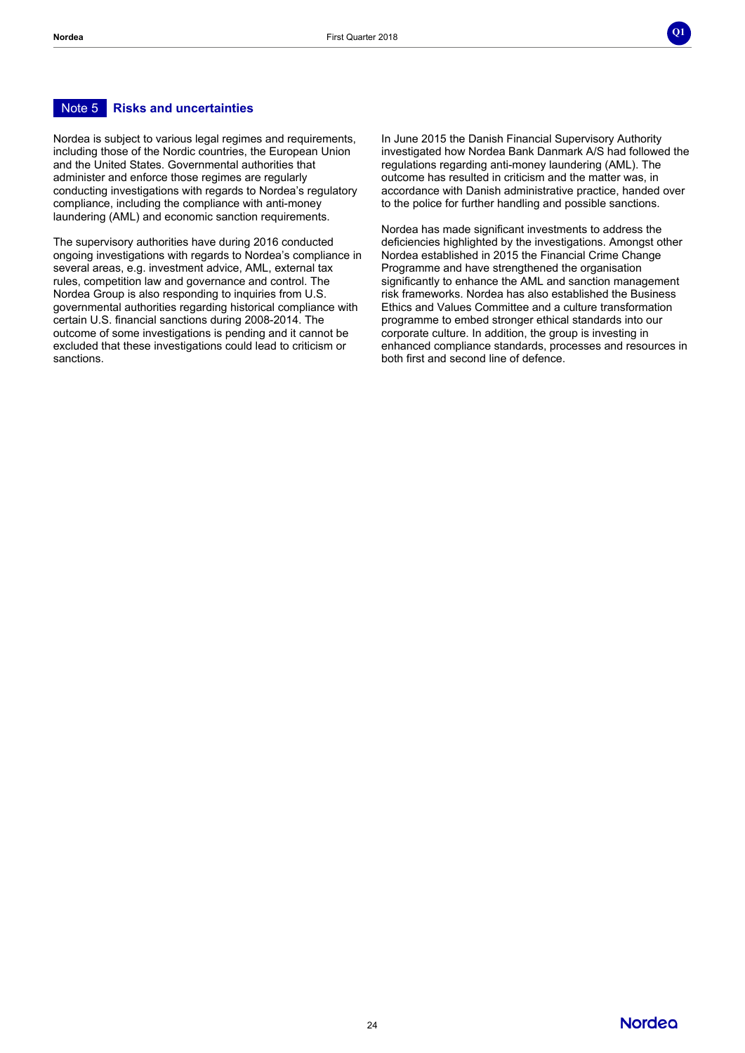## Note 5 Risks and uncertainties

Nordea is subject to various legal regimes and requirements, including those of the Nordic countries, the European Union and the United States. Governmental authorities that administer and enforce those regimes are regularly conducting investigations with regards to Nordea's regulatory compliance, including the compliance with anti-money laundering (AML) and economic sanction requirements.

The supervisory authorities have during 2016 conducted ongoing investigations with regards to Nordea's compliance in several areas, e.g. investment advice, AML, external tax rules, competition law and governance and control. The Nordea Group is also responding to inquiries from U.S. governmental authorities regarding historical compliance with certain U.S. financial sanctions during 2008-2014. The outcome of some investigations is pending and it cannot be excluded that these investigations could lead to criticism or sanctions.

In June 2015 the Danish Financial Supervisory Authority investigated how Nordea Bank Danmark A/S had followed the regulations regarding anti-money laundering (AML). The outcome has resulted in criticism and the matter was, in accordance with Danish administrative practice, handed over to the police for further handling and possible sanctions.

Nordea has made significant investments to address the deficiencies highlighted by the investigations. Amongst other Nordea established in 2015 the Financial Crime Change Programme and have strengthened the organisation significantly to enhance the AML and sanction management risk frameworks. Nordea has also established the Business Ethics and Values Committee and a culture transformation programme to embed stronger ethical standards into our corporate culture. In addition, the group is investing in enhanced compliance standards, processes and resources in both first and second line of defence.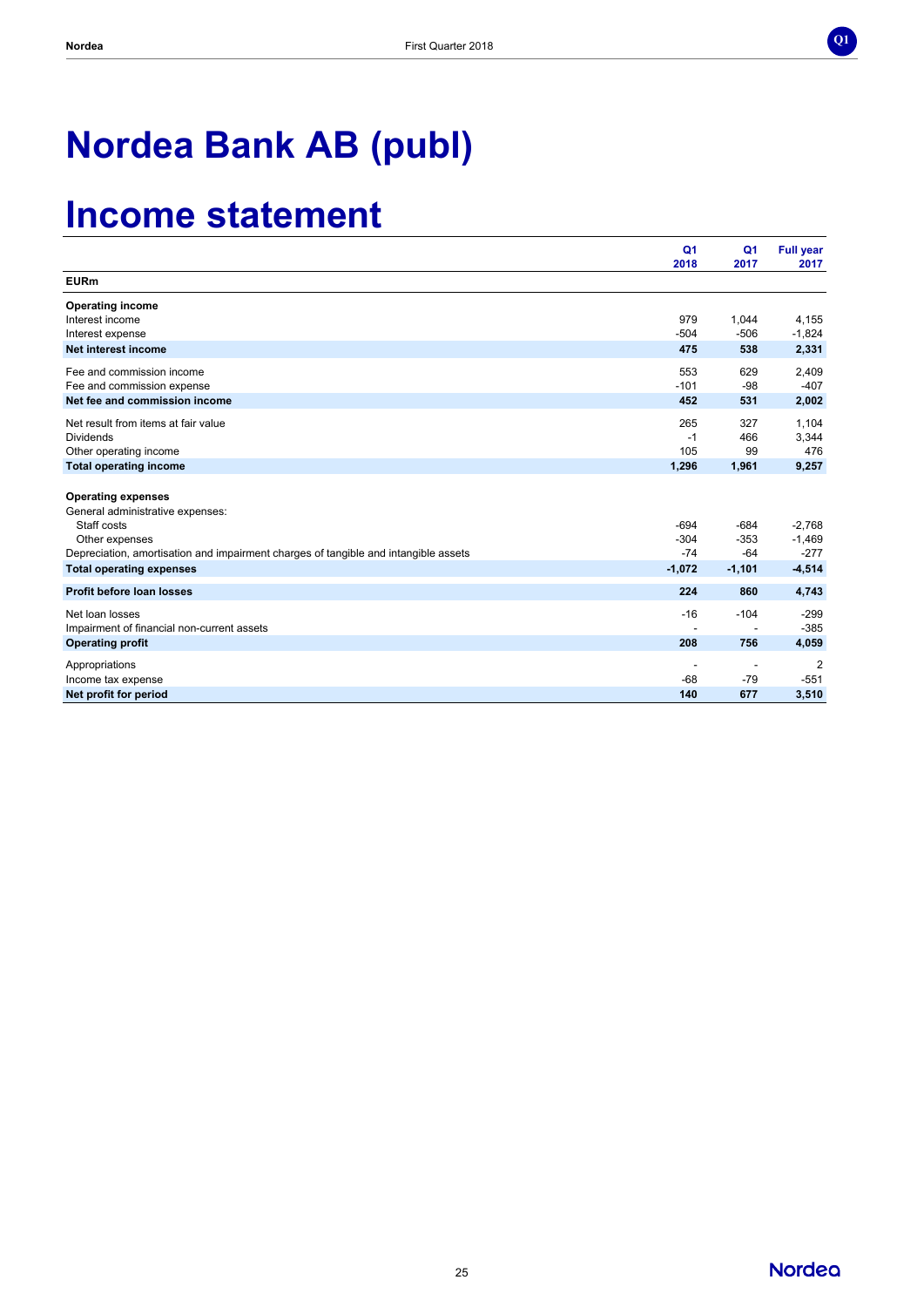# Nordea Bank AB (publ)

# Income statement

| EURm | Q1 2018 | Q1 2017 | Full year 2017 |
|---|---|---|---|
| **Operating income** | | | |
| Interest income | 979 | 1,044 | 4,155 |
| Interest expense | -504 | -506 | -1,824 |
| **Net interest income** | **475** | **538** | **2,331** |
| Fee and commission income | 553 | 629 | 2,409 |
| Fee and commission expense | -101 | -98 | -407 |
| **Net fee and commission income** | **452** | **531** | **2,002** |
| Net result from items at fair value | 265 | 327 | 1,104 |
| Dividends | -1 | 466 | 3,344 |
| Other operating income | 105 | 99 | 476 |
| **Total operating income** | **1,296** | **1,961** | **9,257** |
| **Operating expenses** | | | |
| General administrative expenses: | | | |
| Staff costs | -694 | -684 | -2,768 |
| Other expenses | -304 | -353 | -1,469 |
| Depreciation, amortisation and impairment charges of tangible and intangible assets | -74 | -64 | -277 |
| **Total operating expenses** | **-1,072** | **-1,101** | **-4,514** |
| **Profit before loan losses** | **224** | **860** | **4,743** |
| Net loan losses | -16 | -104 | -299 |
| Impairment of financial non-current assets | - | - | -385 |
| **Operating profit** | **208** | **756** | **4,059** |
| Appropriations | - | - | 2 |
| Income tax expense | -68 | -79 | -551 |
| **Net profit for period** | **140** | **677** | **3,510** |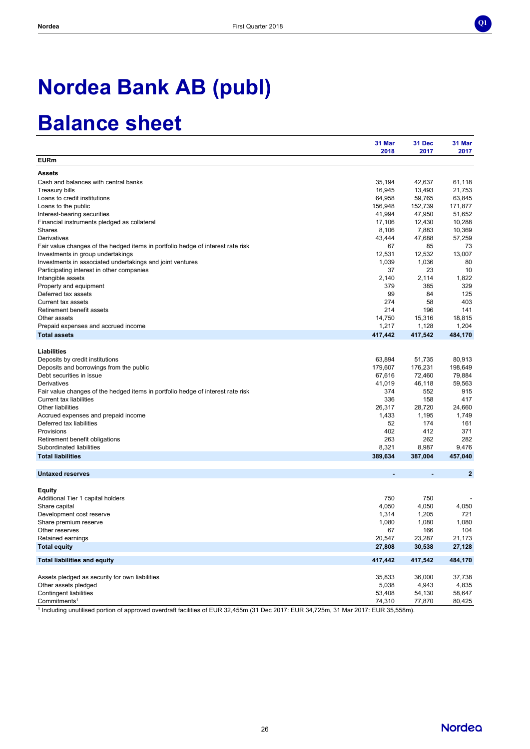# Nordea Bank AB (publ)

# Balance sheet

| EURm | 31 Mar 2018 | 31 Dec 2017 | 31 Mar 2017 |
|---|---|---|---|
| **Assets** | | | |
| Cash and balances with central banks | 35,194 | 42,637 | 61,118 |
| Treasury bills | 16,945 | 13,493 | 21,753 |
| Loans to credit institutions | 64,958 | 59,765 | 63,845 |
| Loans to the public | 156,948 | 152,739 | 171,877 |
| Interest-bearing securities | 41,994 | 47,950 | 51,652 |
| Financial instruments pledged as collateral | 17,106 | 12,430 | 10,288 |
| Shares | 8,106 | 7,883 | 10,369 |
| Derivatives | 43,444 | 47,688 | 57,259 |
| Fair value changes of the hedged items in portfolio hedge of interest rate risk | 67 | 85 | 73 |
| Investments in group undertakings | 12,531 | 12,532 | 13,007 |
| Investments in associated undertakings and joint ventures | 1,039 | 1,036 | 80 |
| Participating interest in other companies | 37 | 23 | 10 |
| Intangible assets | 2,140 | 2,114 | 1,822 |
| Property and equipment | 379 | 385 | 329 |
| Deferred tax assets | 99 | 84 | 125 |
| Current tax assets | 274 | 58 | 403 |
| Retirement benefit assets | 214 | 196 | 141 |
| Other assets | 14,750 | 15,316 | 18,815 |
| Prepaid expenses and accrued income | 1,217 | 1,128 | 1,204 |
| **Total assets** | **417,442** | **417,542** | **484,170** |
| | | | |
| **Liabilities** | | | |
| Deposits by credit institutions | 63,894 | 51,735 | 80,913 |
| Deposits and borrowings from the public | 179,607 | 176,231 | 198,649 |
| Debt securities in issue | 67,616 | 72,460 | 79,884 |
| Derivatives | 41,019 | 46,118 | 59,563 |
| Fair value changes of the hedged items in portfolio hedge of interest rate risk | 374 | 552 | 915 |
| Current tax liabilities | 336 | 158 | 417 |
| Other liabilities | 26,317 | 28,720 | 24,660 |
| Accrued expenses and prepaid income | 1,433 | 1,195 | 1,749 |
| Deferred tax liabilities | 52 | 174 | 161 |
| Provisions | 402 | 412 | 371 |
| Retirement benefit obligations | 263 | 262 | 282 |
| Subordinated liabilities | 8,321 | 8,987 | 9,476 |
| **Total liabilities** | **389,634** | **387,004** | **457,040** |
| | | | |
| **Untaxed reserves** | **-** | **-** | **2** |
| | | | |
| **Equity** | | | |
| Additional Tier 1 capital holders | 750 | 750 | - |
| Share capital | 4,050 | 4,050 | 4,050 |
| Development cost reserve | 1,314 | 1,205 | 721 |
| Share premium reserve | 1,080 | 1,080 | 1,080 |
| Other reserves | 67 | 166 | 104 |
| Retained earnings | 20,547 | 23,287 | 21,173 |
| **Total equity** | **27,808** | **30,538** | **27,128** |
| | | | |
| **Total liabilities and equity** | **417,442** | **417,542** | **484,170** |
| | | | |
| Assets pledged as security for own liabilities | 35,833 | 36,000 | 37,738 |
| Other assets pledged | 5,038 | 4,943 | 4,835 |
| Contingent liabilities | 53,408 | 54,130 | 58,647 |
| Commitments[1] | 74,310 | 77,870 | 80,425 |

[1] Including unutilised portion of approved overdraft facilities of EUR 32,455m (31 Dec 2017: EUR 34,725m, 31 Mar 2017: EUR 35,558m).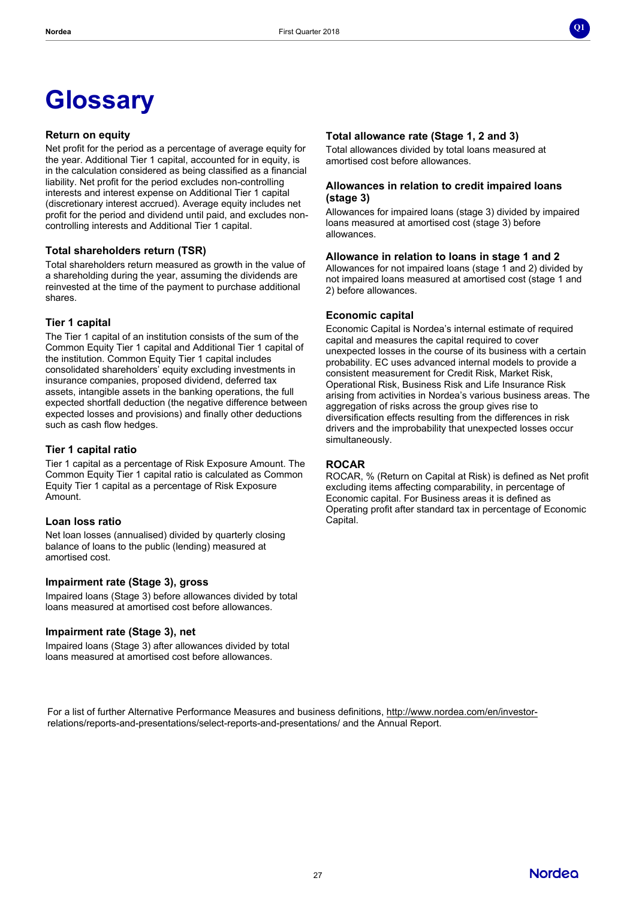# Glossary

### Return on equity

Net profit for the period as a percentage of average equity for the year. Additional Tier 1 capital, accounted for in equity, is in the calculation considered as being classified as a financial liability. Net profit for the period excludes non-controlling interests and interest expense on Additional Tier 1 capital (discretionary interest accrued). Average equity includes net profit for the period and dividend until paid, and excludes non-controlling interests and Additional Tier 1 capital.

### Total shareholders return (TSR)

Total shareholders return measured as growth in the value of a shareholding during the year, assuming the dividends are reinvested at the time of the payment to purchase additional shares.

### Tier 1 capital

The Tier 1 capital of an institution consists of the sum of the Common Equity Tier 1 capital and Additional Tier 1 capital of the institution. Common Equity Tier 1 capital includes consolidated shareholders' equity excluding investments in insurance companies, proposed dividend, deferred tax assets, intangible assets in the banking operations, the full expected shortfall deduction (the negative difference between expected losses and provisions) and finally other deductions such as cash flow hedges.

### Tier 1 capital ratio

Tier 1 capital as a percentage of Risk Exposure Amount. The Common Equity Tier 1 capital ratio is calculated as Common Equity Tier 1 capital as a percentage of Risk Exposure Amount.

### Loan loss ratio

Net loan losses (annualised) divided by quarterly closing balance of loans to the public (lending) measured at amortised cost.

### Impairment rate (Stage 3), gross

Impaired loans (Stage 3) before allowances divided by total loans measured at amortised cost before allowances.

### Impairment rate (Stage 3), net

Impaired loans (Stage 3) after allowances divided by total loans measured at amortised cost before allowances.

### Total allowance rate (Stage 1, 2 and 3)

Total allowances divided by total loans measured at amortised cost before allowances.

### Allowances in relation to credit impaired loans (stage 3)

Allowances for impaired loans (stage 3) divided by impaired loans measured at amortised cost (stage 3) before allowances.

### Allowance in relation to loans in stage 1 and 2

Allowances for not impaired loans (stage 1 and 2) divided by not impaired loans measured at amortised cost (stage 1 and 2) before allowances.

### Economic capital

Economic Capital is Nordea's internal estimate of required capital and measures the capital required to cover unexpected losses in the course of its business with a certain probability. EC uses advanced internal models to provide a consistent measurement for Credit Risk, Market Risk, Operational Risk, Business Risk and Life Insurance Risk arising from activities in Nordea's various business areas. The aggregation of risks across the group gives rise to diversification effects resulting from the differences in risk drivers and the improbability that unexpected losses occur simultaneously.

### ROCAR

ROCAR, % (Return on Capital at Risk) is defined as Net profit excluding items affecting comparability, in percentage of Economic capital. For Business areas it is defined as Operating profit after standard tax in percentage of Economic Capital.

For a list of further Alternative Performance Measures and business definitions, http://www.nordea.com/en/investor-relations/reports-and-presentations/select-reports-and-presentations/ and the Annual Report.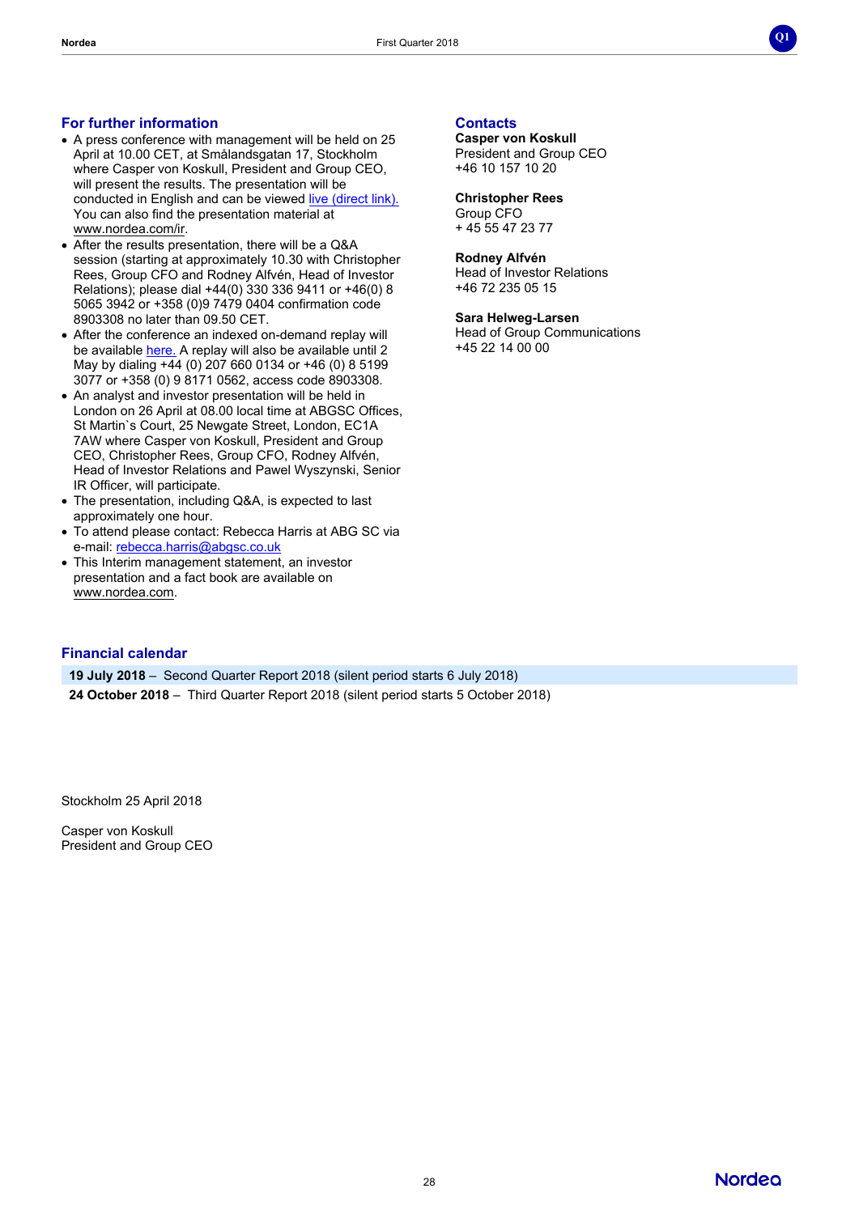## For further information

- A press conference with management will be held on 25 April at 10.00 CET, at Smålandsgatan 17, Stockholm where Casper von Koskull, President and Group CEO, will present the results. The presentation will be conducted in English and can be viewed live (direct link). You can also find the presentation material at www.nordea.com/ir.
- After the results presentation, there will be a Q&A session (starting at approximately 10.30 with Christopher Rees, Group CFO and Rodney Alfvén, Head of Investor Relations); please dial +44(0) 330 336 9411 or +46(0) 8 5065 3942 or +358 (0)9 7479 0404 confirmation code 8903308 no later than 09.50 CET.
- After the conference an indexed on-demand replay will be available here. A replay will also be available until 2 May by dialing +44 (0) 207 660 0134 or +46 (0) 8 5199 3077 or +358 (0) 9 8171 0562, access code 8903308.
- An analyst and investor presentation will be held in London on 26 April at 08.00 local time at ABGSC Offices, St Martin`s Court, 25 Newgate Street, London, EC1A 7AW where Casper von Koskull, President and Group CEO, Christopher Rees, Group CFO, Rodney Alfvén, Head of Investor Relations and Pawel Wyszynski, Senior IR Officer, will participate.
- The presentation, including Q&A, is expected to last approximately one hour.
- To attend please contact: Rebecca Harris at ABG SC via e-mail: rebecca.harris@abgsc.co.uk
- This Interim management statement, an investor presentation and a fact book are available on www.nordea.com.

## Contacts

**Casper von Koskull**
President and Group CEO
+46 10 157 10 20

**Christopher Rees**
Group CFO
+ 45 55 47 23 77

**Rodney Alfvén**
Head of Investor Relations
+46 72 235 05 15

**Sara Helweg-Larsen**
Head of Group Communications
+45 22 14 00 00

## Financial calendar

**19 July 2018** – Second Quarter Report 2018 (silent period starts 6 July 2018)

**24 October 2018** – Third Quarter Report 2018 (silent period starts 5 October 2018)

Stockholm 25 April 2018

Casper von Koskull
President and Group CEO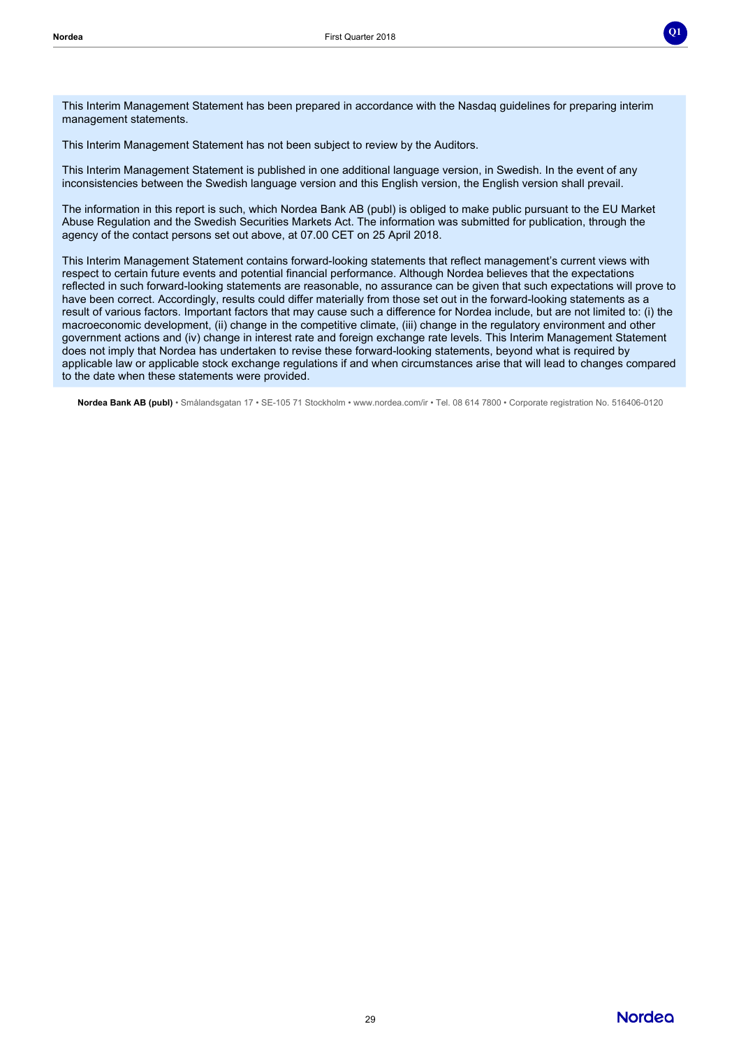This Interim Management Statement has been prepared in accordance with the Nasdaq guidelines for preparing interim management statements.

This Interim Management Statement has not been subject to review by the Auditors.

This Interim Management Statement is published in one additional language version, in Swedish. In the event of any inconsistencies between the Swedish language version and this English version, the English version shall prevail.

The information in this report is such, which Nordea Bank AB (publ) is obliged to make public pursuant to the EU Market Abuse Regulation and the Swedish Securities Markets Act. The information was submitted for publication, through the agency of the contact persons set out above, at 07.00 CET on 25 April 2018.

This Interim Management Statement contains forward-looking statements that reflect management's current views with respect to certain future events and potential financial performance. Although Nordea believes that the expectations reflected in such forward-looking statements are reasonable, no assurance can be given that such expectations will prove to have been correct. Accordingly, results could differ materially from those set out in the forward-looking statements as a result of various factors. Important factors that may cause such a difference for Nordea include, but are not limited to: (i) the macroeconomic development, (ii) change in the competitive climate, (iii) change in the regulatory environment and other government actions and (iv) change in interest rate and foreign exchange rate levels. This Interim Management Statement does not imply that Nordea has undertaken to revise these forward-looking statements, beyond what is required by applicable law or applicable stock exchange regulations if and when circumstances arise that will lead to changes compared to the date when these statements were provided.

**Nordea Bank AB (publ)** • Smålandsgatan 17 • SE-105 71 Stockholm • www.nordea.com/ir • Tel. 08 614 7800 • Corporate registration No. 516406-0120